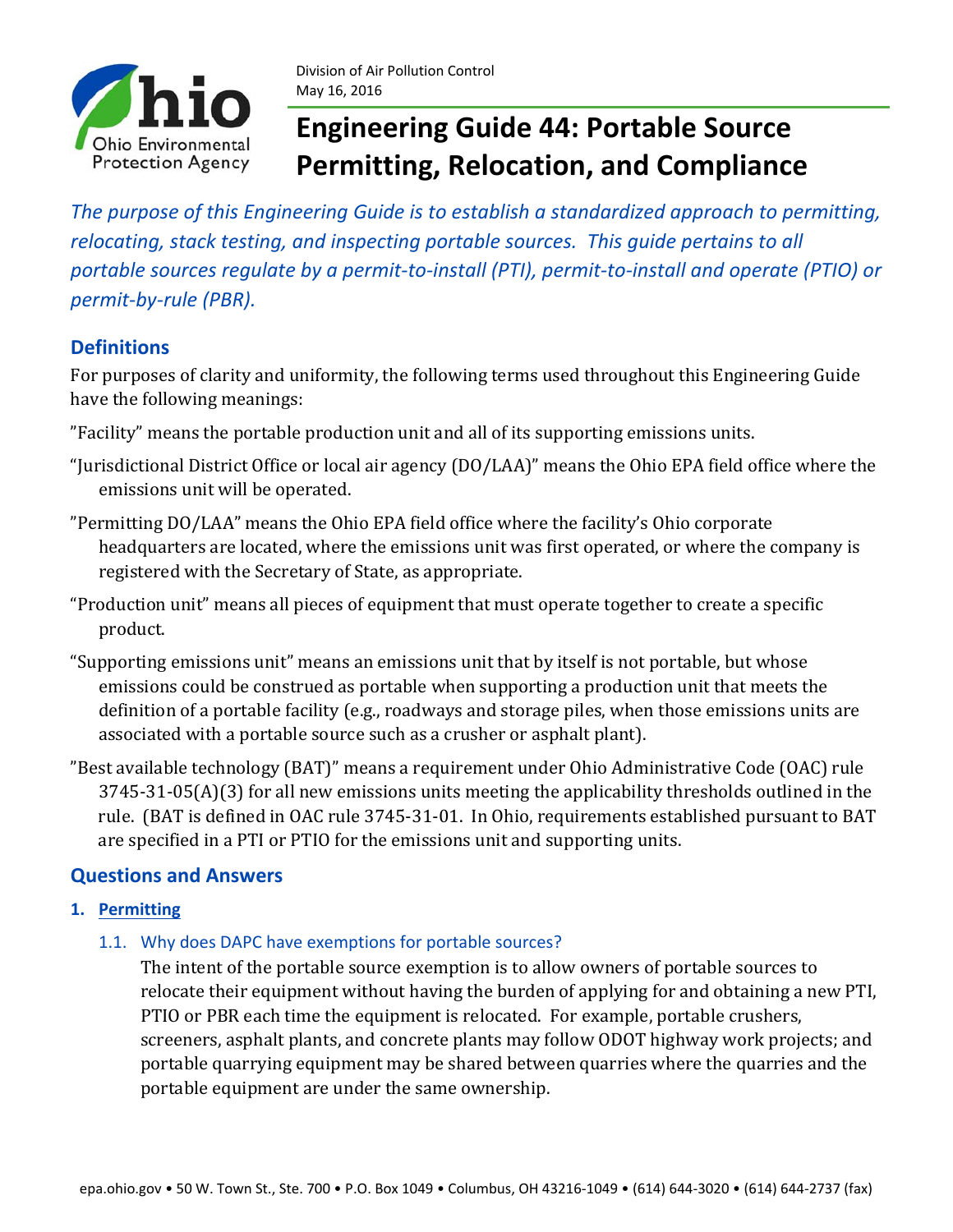Division of Air Pollution Control
May 16, 2016

# Engineering Guide 44: Portable Source Permitting, Relocation, and Compliance

*The purpose of this Engineering Guide is to establish a standardized approach to permitting, relocating, stack testing, and inspecting portable sources. This guide pertains to all portable sources regulate by a permit-to-install (PTI), permit-to-install and operate (PTIO) or permit-by-rule (PBR).*

## Definitions

For purposes of clarity and uniformity, the following terms used throughout this Engineering Guide have the following meanings:

"Facility" means the portable production unit and all of its supporting emissions units.

"Jurisdictional District Office or local air agency (DO/LAA)" means the Ohio EPA field office where the emissions unit will be operated.

"Permitting DO/LAA" means the Ohio EPA field office where the facility's Ohio corporate headquarters are located, where the emissions unit was first operated, or where the company is registered with the Secretary of State, as appropriate.

"Production unit" means all pieces of equipment that must operate together to create a specific product.

"Supporting emissions unit" means an emissions unit that by itself is not portable, but whose emissions could be construed as portable when supporting a production unit that meets the definition of a portable facility (e.g., roadways and storage piles, when those emissions units are associated with a portable source such as a crusher or asphalt plant).

"Best available technology (BAT)" means a requirement under Ohio Administrative Code (OAC) rule 3745-31-05(A)(3) for all new emissions units meeting the applicability thresholds outlined in the rule. (BAT is defined in OAC rule 3745-31-01. In Ohio, requirements established pursuant to BAT are specified in a PTI or PTIO for the emissions unit and supporting units.

## Questions and Answers

### 1. Permitting

#### 1.1. Why does DAPC have exemptions for portable sources?

The intent of the portable source exemption is to allow owners of portable sources to relocate their equipment without having the burden of applying for and obtaining a new PTI, PTIO or PBR each time the equipment is relocated. For example, portable crushers, screeners, asphalt plants, and concrete plants may follow ODOT highway work projects; and portable quarrying equipment may be shared between quarries where the quarries and the portable equipment are under the same ownership.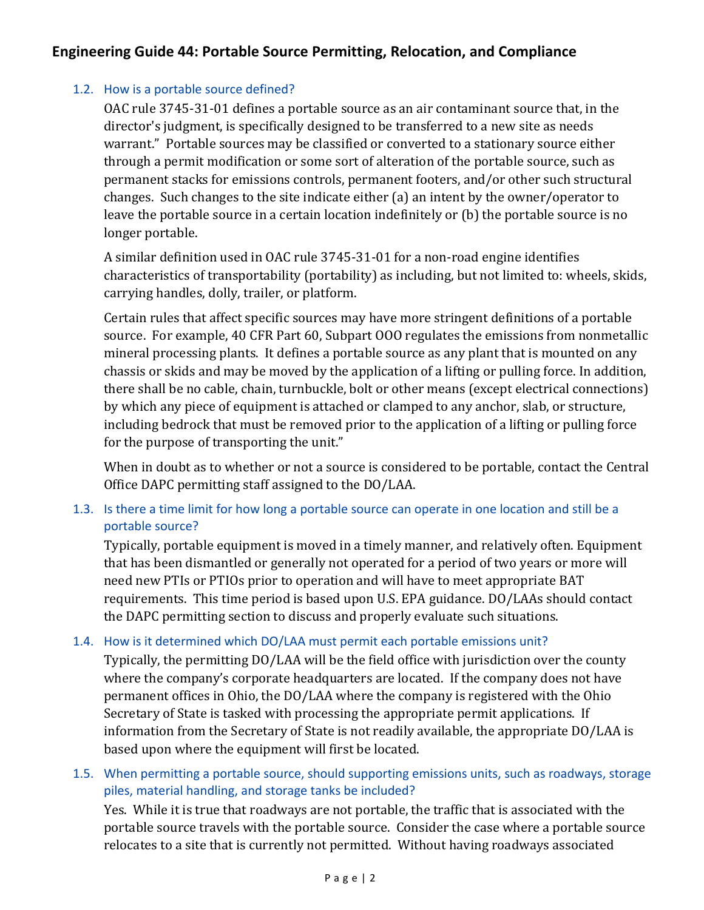## Engineering Guide 44: Portable Source Permitting, Relocation, and Compliance

### 1.2. How is a portable source defined?

OAC rule 3745-31-01 defines a portable source as an air contaminant source that, in the director's judgment, is specifically designed to be transferred to a new site as needs warrant." Portable sources may be classified or converted to a stationary source either through a permit modification or some sort of alteration of the portable source, such as permanent stacks for emissions controls, permanent footers, and/or other such structural changes. Such changes to the site indicate either (a) an intent by the owner/operator to leave the portable source in a certain location indefinitely or (b) the portable source is no longer portable.

A similar definition used in OAC rule 3745-31-01 for a non-road engine identifies characteristics of transportability (portability) as including, but not limited to: wheels, skids, carrying handles, dolly, trailer, or platform.

Certain rules that affect specific sources may have more stringent definitions of a portable source. For example, 40 CFR Part 60, Subpart OOO regulates the emissions from nonmetallic mineral processing plants. It defines a portable source as any plant that is mounted on any chassis or skids and may be moved by the application of a lifting or pulling force. In addition, there shall be no cable, chain, turnbuckle, bolt or other means (except electrical connections) by which any piece of equipment is attached or clamped to any anchor, slab, or structure, including bedrock that must be removed prior to the application of a lifting or pulling force for the purpose of transporting the unit."

When in doubt as to whether or not a source is considered to be portable, contact the Central Office DAPC permitting staff assigned to the DO/LAA.

### 1.3. Is there a time limit for how long a portable source can operate in one location and still be a portable source?

Typically, portable equipment is moved in a timely manner, and relatively often. Equipment that has been dismantled or generally not operated for a period of two years or more will need new PTIs or PTIOs prior to operation and will have to meet appropriate BAT requirements. This time period is based upon U.S. EPA guidance. DO/LAAs should contact the DAPC permitting section to discuss and properly evaluate such situations.

### 1.4. How is it determined which DO/LAA must permit each portable emissions unit?

Typically, the permitting DO/LAA will be the field office with jurisdiction over the county where the company's corporate headquarters are located. If the company does not have permanent offices in Ohio, the DO/LAA where the company is registered with the Ohio Secretary of State is tasked with processing the appropriate permit applications. If information from the Secretary of State is not readily available, the appropriate DO/LAA is based upon where the equipment will first be located.

### 1.5. When permitting a portable source, should supporting emissions units, such as roadways, storage piles, material handling, and storage tanks be included?

Yes. While it is true that roadways are not portable, the traffic that is associated with the portable source travels with the portable source. Consider the case where a portable source relocates to a site that is currently not permitted. Without having roadways associated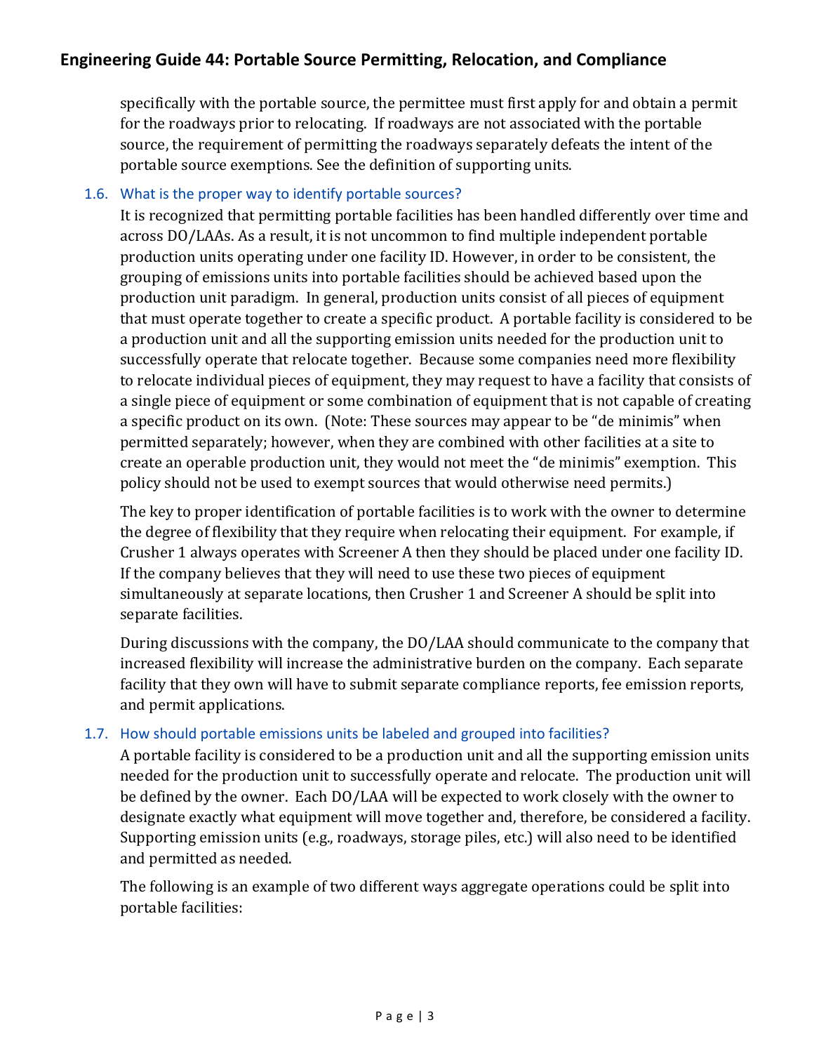specifically with the portable source, the permittee must first apply for and obtain a permit for the roadways prior to relocating. If roadways are not associated with the portable source, the requirement of permitting the roadways separately defeats the intent of the portable source exemptions. See the definition of supporting units.

### 1.6. What is the proper way to identify portable sources?

It is recognized that permitting portable facilities has been handled differently over time and across DO/LAAs. As a result, it is not uncommon to find multiple independent portable production units operating under one facility ID. However, in order to be consistent, the grouping of emissions units into portable facilities should be achieved based upon the production unit paradigm. In general, production units consist of all pieces of equipment that must operate together to create a specific product. A portable facility is considered to be a production unit and all the supporting emission units needed for the production unit to successfully operate that relocate together. Because some companies need more flexibility to relocate individual pieces of equipment, they may request to have a facility that consists of a single piece of equipment or some combination of equipment that is not capable of creating a specific product on its own. (Note: These sources may appear to be "de minimis" when permitted separately; however, when they are combined with other facilities at a site to create an operable production unit, they would not meet the "de minimis" exemption. This policy should not be used to exempt sources that would otherwise need permits.)

The key to proper identification of portable facilities is to work with the owner to determine the degree of flexibility that they require when relocating their equipment. For example, if Crusher 1 always operates with Screener A then they should be placed under one facility ID. If the company believes that they will need to use these two pieces of equipment simultaneously at separate locations, then Crusher 1 and Screener A should be split into separate facilities.

During discussions with the company, the DO/LAA should communicate to the company that increased flexibility will increase the administrative burden on the company. Each separate facility that they own will have to submit separate compliance reports, fee emission reports, and permit applications.

### 1.7. How should portable emissions units be labeled and grouped into facilities?

A portable facility is considered to be a production unit and all the supporting emission units needed for the production unit to successfully operate and relocate. The production unit will be defined by the owner. Each DO/LAA will be expected to work closely with the owner to designate exactly what equipment will move together and, therefore, be considered a facility. Supporting emission units (e.g., roadways, storage piles, etc.) will also need to be identified and permitted as needed.

The following is an example of two different ways aggregate operations could be split into portable facilities: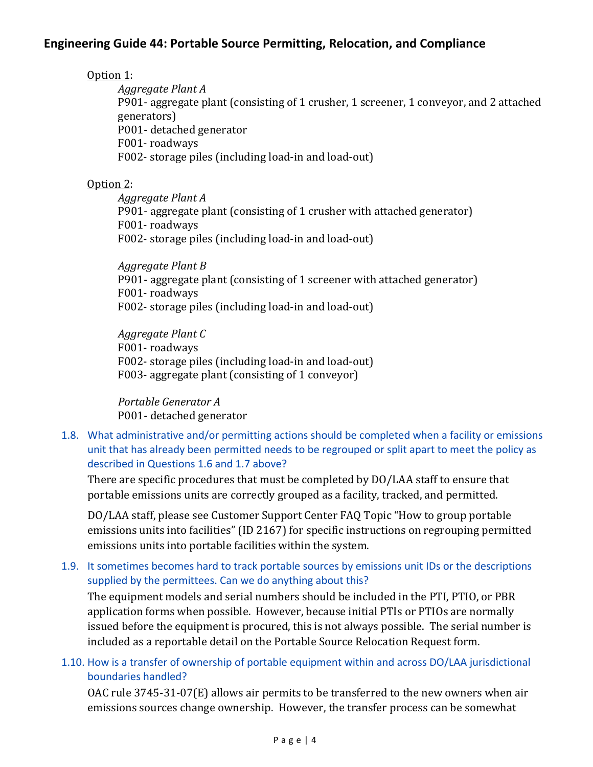Option 1:

*Aggregate Plant A*
P901- aggregate plant (consisting of 1 crusher, 1 screener, 1 conveyor, and 2 attached generators)
P001- detached generator
F001- roadways
F002- storage piles (including load-in and load-out)

Option 2:

*Aggregate Plant A*
P901- aggregate plant (consisting of 1 crusher with attached generator)
F001- roadways
F002- storage piles (including load-in and load-out)

*Aggregate Plant B*
P901- aggregate plant (consisting of 1 screener with attached generator)
F001- roadways
F002- storage piles (including load-in and load-out)

*Aggregate Plant C*
F001- roadways
F002- storage piles (including load-in and load-out)
F003- aggregate plant (consisting of 1 conveyor)

*Portable Generator A*
P001- detached generator

1.8. What administrative and/or permitting actions should be completed when a facility or emissions unit that has already been permitted needs to be regrouped or split apart to meet the policy as described in Questions 1.6 and 1.7 above?

There are specific procedures that must be completed by DO/LAA staff to ensure that portable emissions units are correctly grouped as a facility, tracked, and permitted.

DO/LAA staff, please see Customer Support Center FAQ Topic "How to group portable emissions units into facilities" (ID 2167) for specific instructions on regrouping permitted emissions units into portable facilities within the system.

1.9. It sometimes becomes hard to track portable sources by emissions unit IDs or the descriptions supplied by the permittees. Can we do anything about this?

The equipment models and serial numbers should be included in the PTI, PTIO, or PBR application forms when possible. However, because initial PTIs or PTIOs are normally issued before the equipment is procured, this is not always possible. The serial number is included as a reportable detail on the Portable Source Relocation Request form.

1.10. How is a transfer of ownership of portable equipment within and across DO/LAA jurisdictional boundaries handled?

OAC rule 3745-31-07(E) allows air permits to be transferred to the new owners when air emissions sources change ownership. However, the transfer process can be somewhat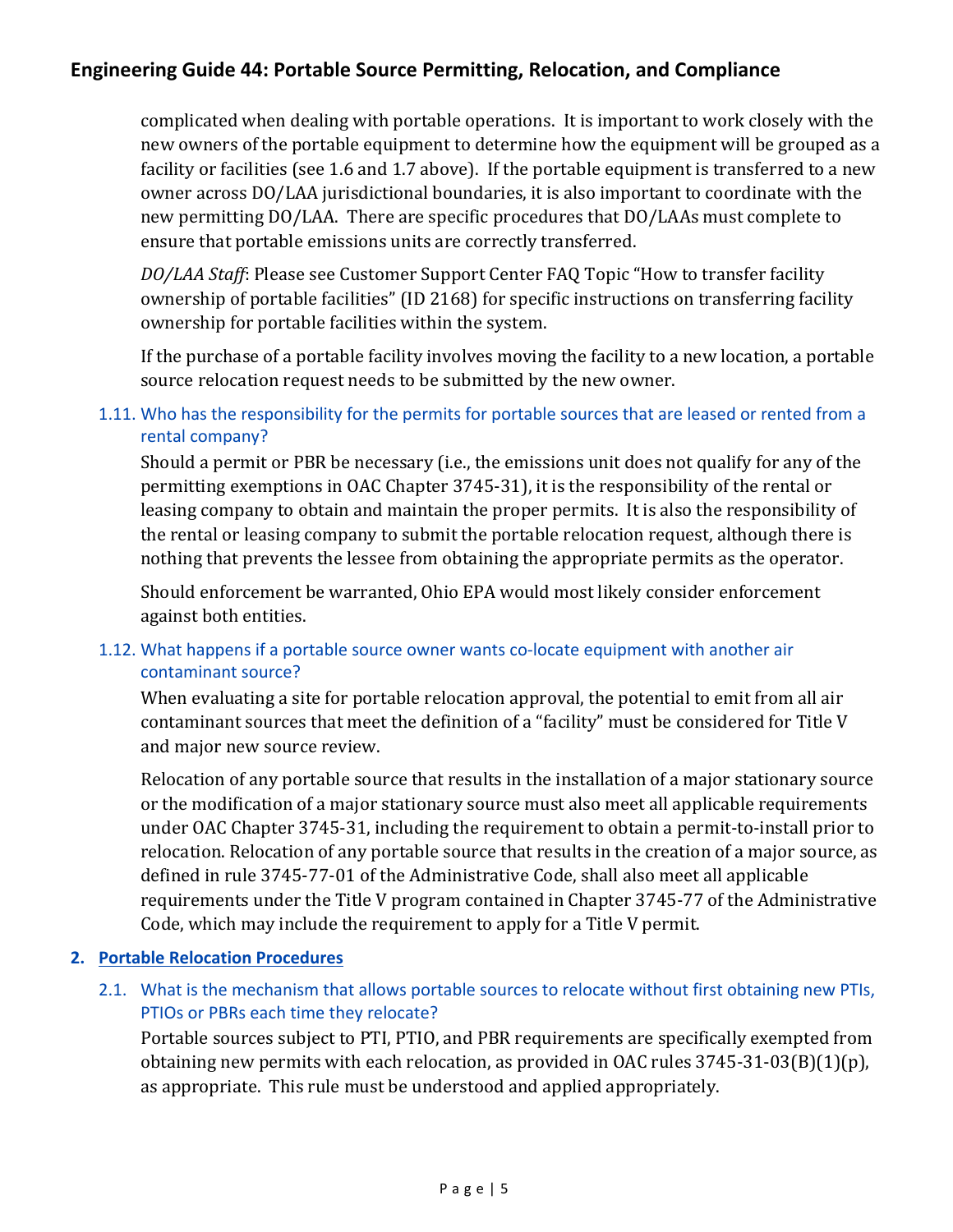complicated when dealing with portable operations. It is important to work closely with the new owners of the portable equipment to determine how the equipment will be grouped as a facility or facilities (see 1.6 and 1.7 above). If the portable equipment is transferred to a new owner across DO/LAA jurisdictional boundaries, it is also important to coordinate with the new permitting DO/LAA. There are specific procedures that DO/LAAs must complete to ensure that portable emissions units are correctly transferred.

*DO/LAA Staff*: Please see Customer Support Center FAQ Topic "How to transfer facility ownership of portable facilities" (ID 2168) for specific instructions on transferring facility ownership for portable facilities within the system.

If the purchase of a portable facility involves moving the facility to a new location, a portable source relocation request needs to be submitted by the new owner.

### 1.11. Who has the responsibility for the permits for portable sources that are leased or rented from a rental company?

Should a permit or PBR be necessary (i.e., the emissions unit does not qualify for any of the permitting exemptions in OAC Chapter 3745-31), it is the responsibility of the rental or leasing company to obtain and maintain the proper permits. It is also the responsibility of the rental or leasing company to submit the portable relocation request, although there is nothing that prevents the lessee from obtaining the appropriate permits as the operator.

Should enforcement be warranted, Ohio EPA would most likely consider enforcement against both entities.

### 1.12. What happens if a portable source owner wants co-locate equipment with another air contaminant source?

When evaluating a site for portable relocation approval, the potential to emit from all air contaminant sources that meet the definition of a "facility" must be considered for Title V and major new source review.

Relocation of any portable source that results in the installation of a major stationary source or the modification of a major stationary source must also meet all applicable requirements under OAC Chapter 3745-31, including the requirement to obtain a permit-to-install prior to relocation. Relocation of any portable source that results in the creation of a major source, as defined in rule 3745-77-01 of the Administrative Code, shall also meet all applicable requirements under the Title V program contained in Chapter 3745-77 of the Administrative Code, which may include the requirement to apply for a Title V permit.

## 2. Portable Relocation Procedures

### 2.1. What is the mechanism that allows portable sources to relocate without first obtaining new PTIs, PTIOs or PBRs each time they relocate?

Portable sources subject to PTI, PTIO, and PBR requirements are specifically exempted from obtaining new permits with each relocation, as provided in OAC rules 3745-31-03(B)(1)(p), as appropriate. This rule must be understood and applied appropriately.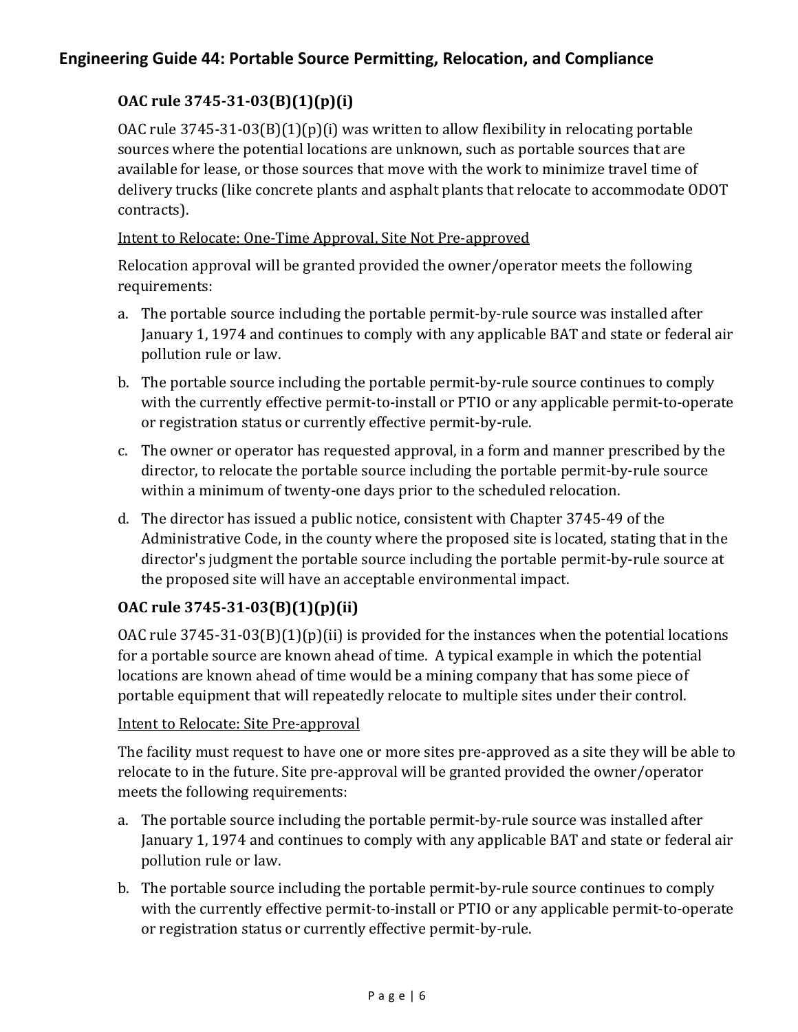### OAC rule 3745-31-03(B)(1)(p)(i)

OAC rule 3745-31-03(B)(1)(p)(i) was written to allow flexibility in relocating portable sources where the potential locations are unknown, such as portable sources that are available for lease, or those sources that move with the work to minimize travel time of delivery trucks (like concrete plants and asphalt plants that relocate to accommodate ODOT contracts).

Intent to Relocate: One-Time Approval, Site Not Pre-approved

Relocation approval will be granted provided the owner/operator meets the following requirements:

a. The portable source including the portable permit-by-rule source was installed after January 1, 1974 and continues to comply with any applicable BAT and state or federal air pollution rule or law.
b. The portable source including the portable permit-by-rule source continues to comply with the currently effective permit-to-install or PTIO or any applicable permit-to-operate or registration status or currently effective permit-by-rule.
c. The owner or operator has requested approval, in a form and manner prescribed by the director, to relocate the portable source including the portable permit-by-rule source within a minimum of twenty-one days prior to the scheduled relocation.
d. The director has issued a public notice, consistent with Chapter 3745-49 of the Administrative Code, in the county where the proposed site is located, stating that in the director's judgment the portable source including the portable permit-by-rule source at the proposed site will have an acceptable environmental impact.

### OAC rule 3745-31-03(B)(1)(p)(ii)

OAC rule 3745-31-03(B)(1)(p)(ii) is provided for the instances when the potential locations for a portable source are known ahead of time. A typical example in which the potential locations are known ahead of time would be a mining company that has some piece of portable equipment that will repeatedly relocate to multiple sites under their control.

Intent to Relocate: Site Pre-approval

The facility must request to have one or more sites pre-approved as a site they will be able to relocate to in the future. Site pre-approval will be granted provided the owner/operator meets the following requirements:

a. The portable source including the portable permit-by-rule source was installed after January 1, 1974 and continues to comply with any applicable BAT and state or federal air pollution rule or law.
b. The portable source including the portable permit-by-rule source continues to comply with the currently effective permit-to-install or PTIO or any applicable permit-to-operate or registration status or currently effective permit-by-rule.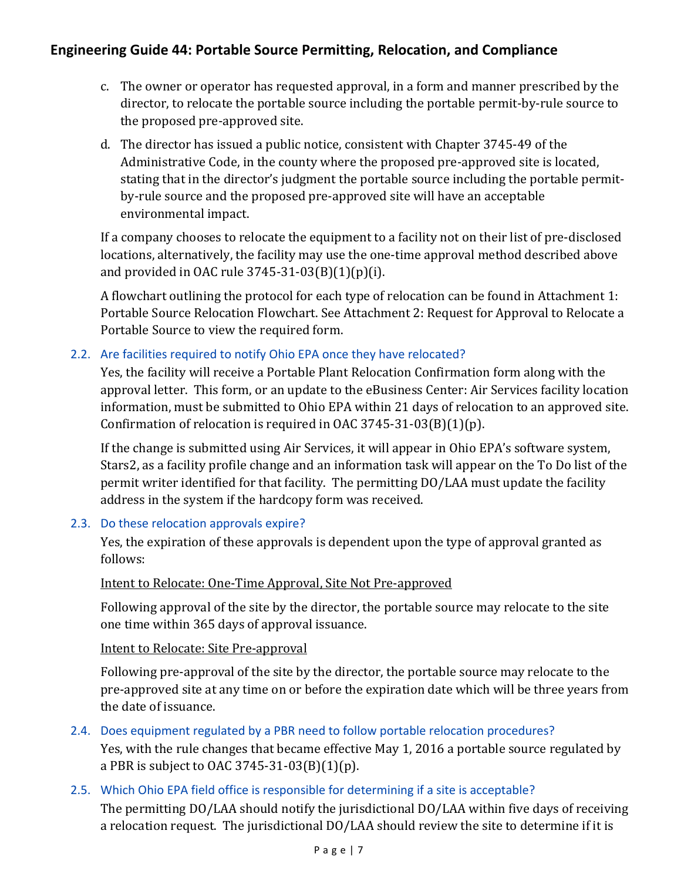c. The owner or operator has requested approval, in a form and manner prescribed by the director, to relocate the portable source including the portable permit-by-rule source to the proposed pre-approved site.

d. The director has issued a public notice, consistent with Chapter 3745-49 of the Administrative Code, in the county where the proposed pre-approved site is located, stating that in the director's judgment the portable source including the portable permit-by-rule source and the proposed pre-approved site will have an acceptable environmental impact.

If a company chooses to relocate the equipment to a facility not on their list of pre-disclosed locations, alternatively, the facility may use the one-time approval method described above and provided in OAC rule 3745-31-03(B)(1)(p)(i).

A flowchart outlining the protocol for each type of relocation can be found in Attachment 1: Portable Source Relocation Flowchart. See Attachment 2: Request for Approval to Relocate a Portable Source to view the required form.

### 2.2. Are facilities required to notify Ohio EPA once they have relocated?

Yes, the facility will receive a Portable Plant Relocation Confirmation form along with the approval letter. This form, or an update to the eBusiness Center: Air Services facility location information, must be submitted to Ohio EPA within 21 days of relocation to an approved site. Confirmation of relocation is required in OAC 3745-31-03(B)(1)(p).

If the change is submitted using Air Services, it will appear in Ohio EPA's software system, Stars2, as a facility profile change and an information task will appear on the To Do list of the permit writer identified for that facility. The permitting DO/LAA must update the facility address in the system if the hardcopy form was received.

### 2.3. Do these relocation approvals expire?

Yes, the expiration of these approvals is dependent upon the type of approval granted as follows:

Intent to Relocate: One-Time Approval, Site Not Pre-approved

Following approval of the site by the director, the portable source may relocate to the site one time within 365 days of approval issuance.

Intent to Relocate: Site Pre-approval

Following pre-approval of the site by the director, the portable source may relocate to the pre-approved site at any time on or before the expiration date which will be three years from the date of issuance.

### 2.4. Does equipment regulated by a PBR need to follow portable relocation procedures?

Yes, with the rule changes that became effective May 1, 2016 a portable source regulated by a PBR is subject to OAC 3745-31-03(B)(1)(p).

### 2.5. Which Ohio EPA field office is responsible for determining if a site is acceptable?

The permitting DO/LAA should notify the jurisdictional DO/LAA within five days of receiving a relocation request. The jurisdictional DO/LAA should review the site to determine if it is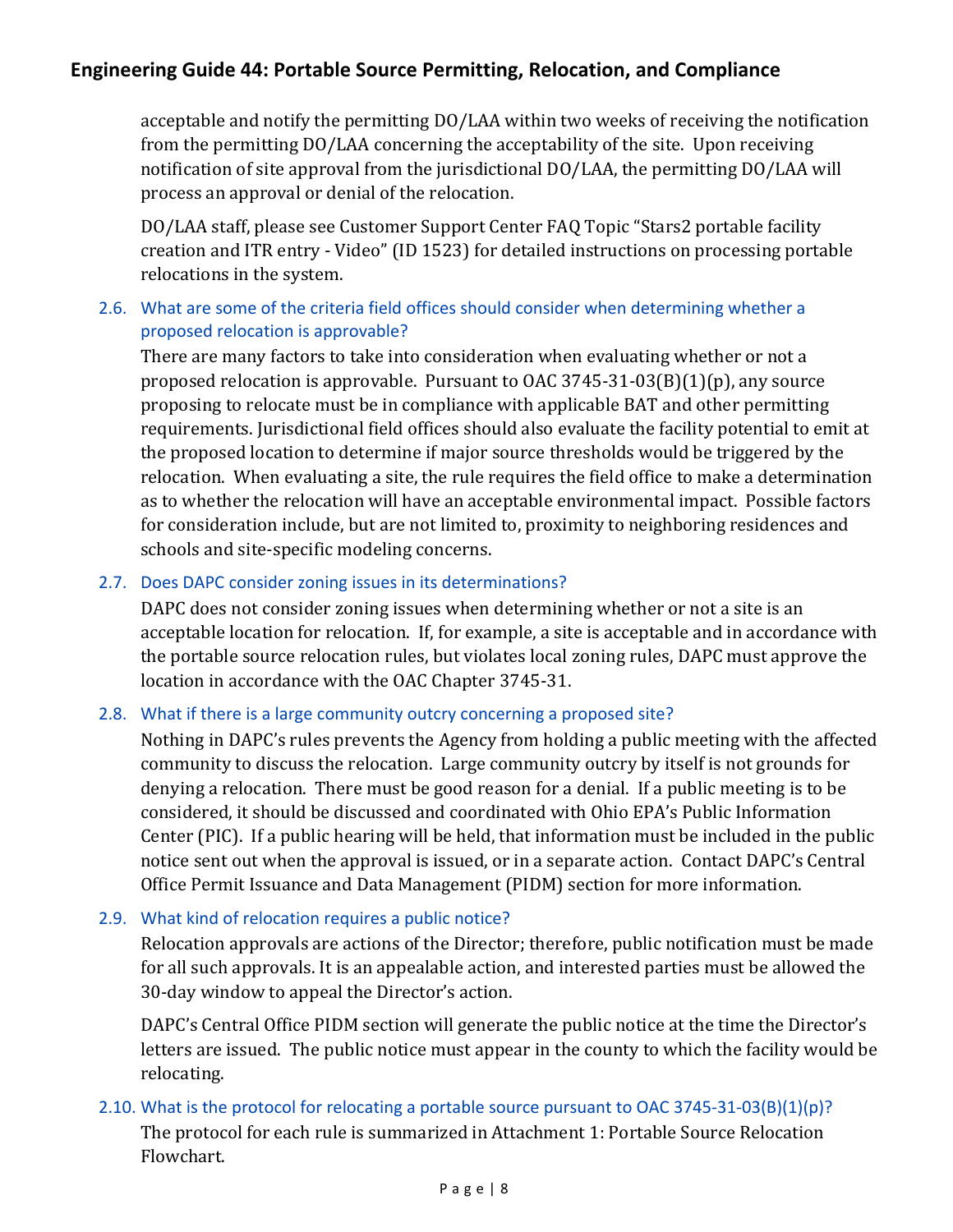acceptable and notify the permitting DO/LAA within two weeks of receiving the notification from the permitting DO/LAA concerning the acceptability of the site. Upon receiving notification of site approval from the jurisdictional DO/LAA, the permitting DO/LAA will process an approval or denial of the relocation.

DO/LAA staff, please see Customer Support Center FAQ Topic "Stars2 portable facility creation and ITR entry - Video" (ID 1523) for detailed instructions on processing portable relocations in the system.

### 2.6. What are some of the criteria field offices should consider when determining whether a proposed relocation is approvable?

There are many factors to take into consideration when evaluating whether or not a proposed relocation is approvable. Pursuant to OAC 3745-31-03(B)(1)(p), any source proposing to relocate must be in compliance with applicable BAT and other permitting requirements. Jurisdictional field offices should also evaluate the facility potential to emit at the proposed location to determine if major source thresholds would be triggered by the relocation. When evaluating a site, the rule requires the field office to make a determination as to whether the relocation will have an acceptable environmental impact. Possible factors for consideration include, but are not limited to, proximity to neighboring residences and schools and site-specific modeling concerns.

### 2.7. Does DAPC consider zoning issues in its determinations?

DAPC does not consider zoning issues when determining whether or not a site is an acceptable location for relocation. If, for example, a site is acceptable and in accordance with the portable source relocation rules, but violates local zoning rules, DAPC must approve the location in accordance with the OAC Chapter 3745-31.

### 2.8. What if there is a large community outcry concerning a proposed site?

Nothing in DAPC's rules prevents the Agency from holding a public meeting with the affected community to discuss the relocation. Large community outcry by itself is not grounds for denying a relocation. There must be good reason for a denial. If a public meeting is to be considered, it should be discussed and coordinated with Ohio EPA's Public Information Center (PIC). If a public hearing will be held, that information must be included in the public notice sent out when the approval is issued, or in a separate action. Contact DAPC's Central Office Permit Issuance and Data Management (PIDM) section for more information.

### 2.9. What kind of relocation requires a public notice?

Relocation approvals are actions of the Director; therefore, public notification must be made for all such approvals. It is an appealable action, and interested parties must be allowed the 30-day window to appeal the Director's action.

DAPC's Central Office PIDM section will generate the public notice at the time the Director's letters are issued. The public notice must appear in the county to which the facility would be relocating.

### 2.10. What is the protocol for relocating a portable source pursuant to OAC 3745-31-03(B)(1)(p)?

The protocol for each rule is summarized in Attachment 1: Portable Source Relocation Flowchart.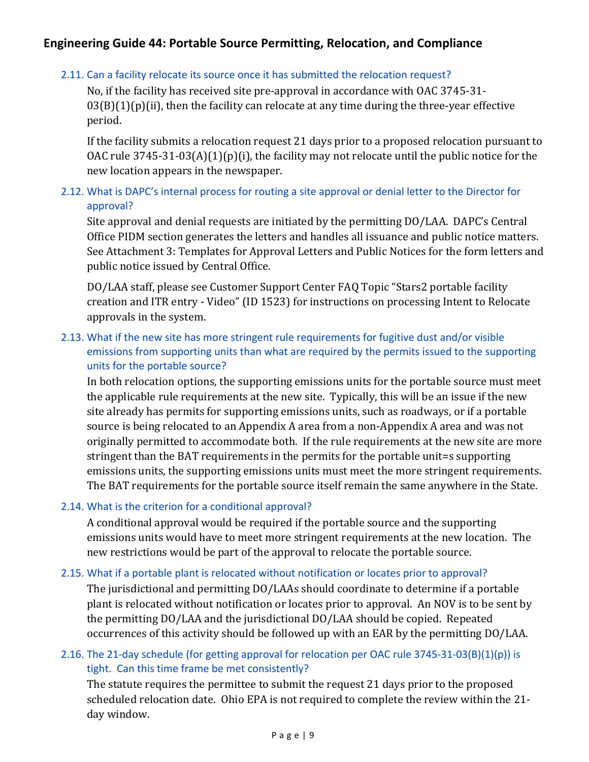### 2.11. Can a facility relocate its source once it has submitted the relocation request?

No, if the facility has received site pre-approval in accordance with OAC 3745-31-03(B)(1)(p)(ii), then the facility can relocate at any time during the three-year effective period.

If the facility submits a relocation request 21 days prior to a proposed relocation pursuant to OAC rule 3745-31-03(A)(1)(p)(i), the facility may not relocate until the public notice for the new location appears in the newspaper.

### 2.12. What is DAPC's internal process for routing a site approval or denial letter to the Director for approval?

Site approval and denial requests are initiated by the permitting DO/LAA. DAPC's Central Office PIDM section generates the letters and handles all issuance and public notice matters. See Attachment 3: Templates for Approval Letters and Public Notices for the form letters and public notice issued by Central Office.

DO/LAA staff, please see Customer Support Center FAQ Topic "Stars2 portable facility creation and ITR entry - Video" (ID 1523) for instructions on processing Intent to Relocate approvals in the system.

### 2.13. What if the new site has more stringent rule requirements for fugitive dust and/or visible emissions from supporting units than what are required by the permits issued to the supporting units for the portable source?

In both relocation options, the supporting emissions units for the portable source must meet the applicable rule requirements at the new site. Typically, this will be an issue if the new site already has permits for supporting emissions units, such as roadways, or if a portable source is being relocated to an Appendix A area from a non-Appendix A area and was not originally permitted to accommodate both. If the rule requirements at the new site are more stringent than the BAT requirements in the permits for the portable unit=s supporting emissions units, the supporting emissions units must meet the more stringent requirements. The BAT requirements for the portable source itself remain the same anywhere in the State.

### 2.14. What is the criterion for a conditional approval?

A conditional approval would be required if the portable source and the supporting emissions units would have to meet more stringent requirements at the new location. The new restrictions would be part of the approval to relocate the portable source.

### 2.15. What if a portable plant is relocated without notification or locates prior to approval?

The jurisdictional and permitting DO/LAAs should coordinate to determine if a portable plant is relocated without notification or locates prior to approval. An NOV is to be sent by the permitting DO/LAA and the jurisdictional DO/LAA should be copied. Repeated occurrences of this activity should be followed up with an EAR by the permitting DO/LAA.

### 2.16. The 21-day schedule (for getting approval for relocation per OAC rule 3745-31-03(B)(1)(p)) is tight. Can this time frame be met consistently?

The statute requires the permittee to submit the request 21 days prior to the proposed scheduled relocation date. Ohio EPA is not required to complete the review within the 21-day window.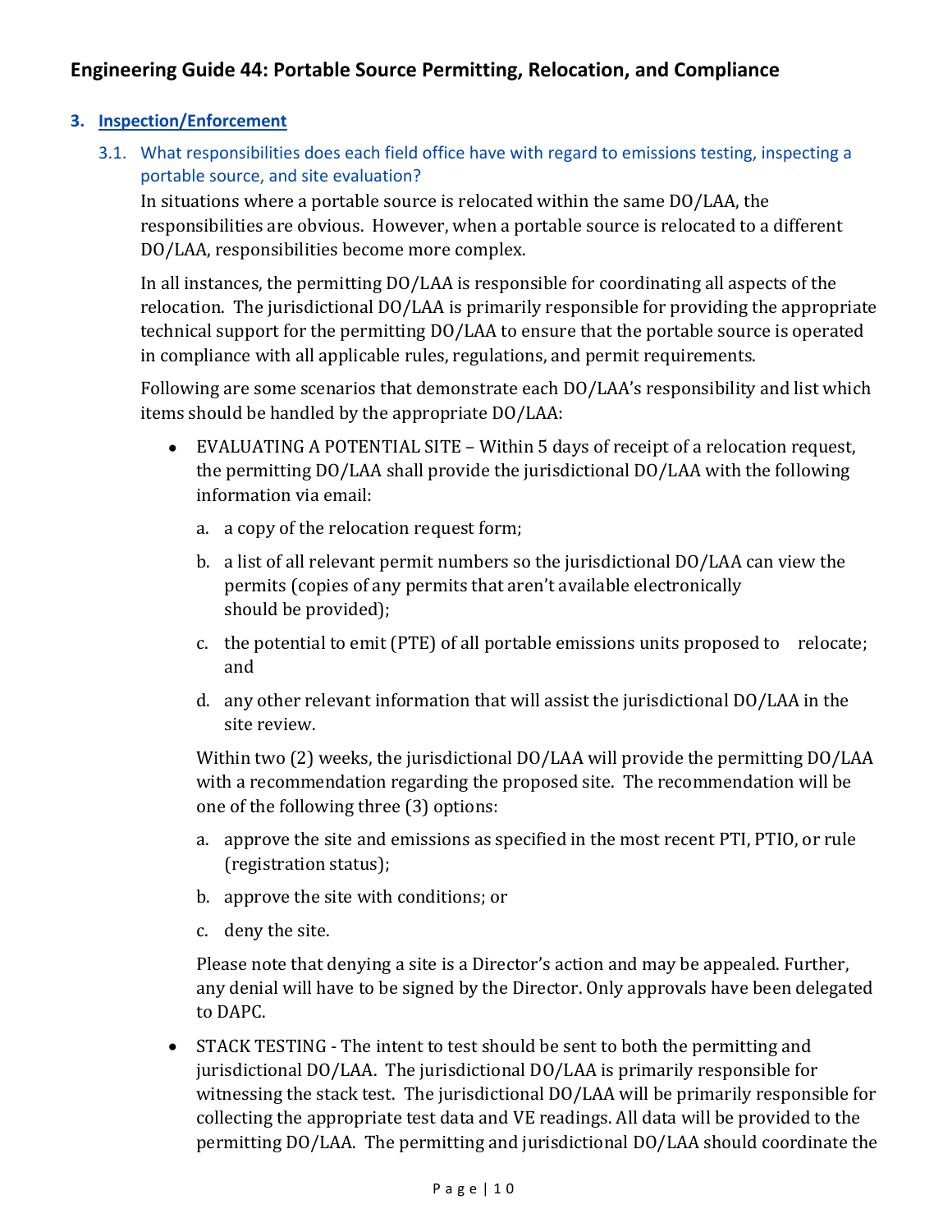## Engineering Guide 44: Portable Source Permitting, Relocation, and Compliance

### 3. Inspection/Enforcement

#### 3.1. What responsibilities does each field office have with regard to emissions testing, inspecting a portable source, and site evaluation?

In situations where a portable source is relocated within the same DO/LAA, the responsibilities are obvious. However, when a portable source is relocated to a different DO/LAA, responsibilities become more complex.

In all instances, the permitting DO/LAA is responsible for coordinating all aspects of the relocation. The jurisdictional DO/LAA is primarily responsible for providing the appropriate technical support for the permitting DO/LAA to ensure that the portable source is operated in compliance with all applicable rules, regulations, and permit requirements.

Following are some scenarios that demonstrate each DO/LAA's responsibility and list which items should be handled by the appropriate DO/LAA:

- EVALUATING A POTENTIAL SITE – Within 5 days of receipt of a relocation request, the permitting DO/LAA shall provide the jurisdictional DO/LAA with the following information via email:

  a. a copy of the relocation request form;

  b. a list of all relevant permit numbers so the jurisdictional DO/LAA can view the permits (copies of any permits that aren't available electronically should be provided);

  c. the potential to emit (PTE) of all portable emissions units proposed to relocate; and

  d. any other relevant information that will assist the jurisdictional DO/LAA in the site review.

  Within two (2) weeks, the jurisdictional DO/LAA will provide the permitting DO/LAA with a recommendation regarding the proposed site. The recommendation will be one of the following three (3) options:

  a. approve the site and emissions as specified in the most recent PTI, PTIO, or rule (registration status);

  b. approve the site with conditions; or

  c. deny the site.

  Please note that denying a site is a Director's action and may be appealed. Further, any denial will have to be signed by the Director. Only approvals have been delegated to DAPC.

- STACK TESTING - The intent to test should be sent to both the permitting and jurisdictional DO/LAA. The jurisdictional DO/LAA is primarily responsible for witnessing the stack test. The jurisdictional DO/LAA will be primarily responsible for collecting the appropriate test data and VE readings. All data will be provided to the permitting DO/LAA. The permitting and jurisdictional DO/LAA should coordinate the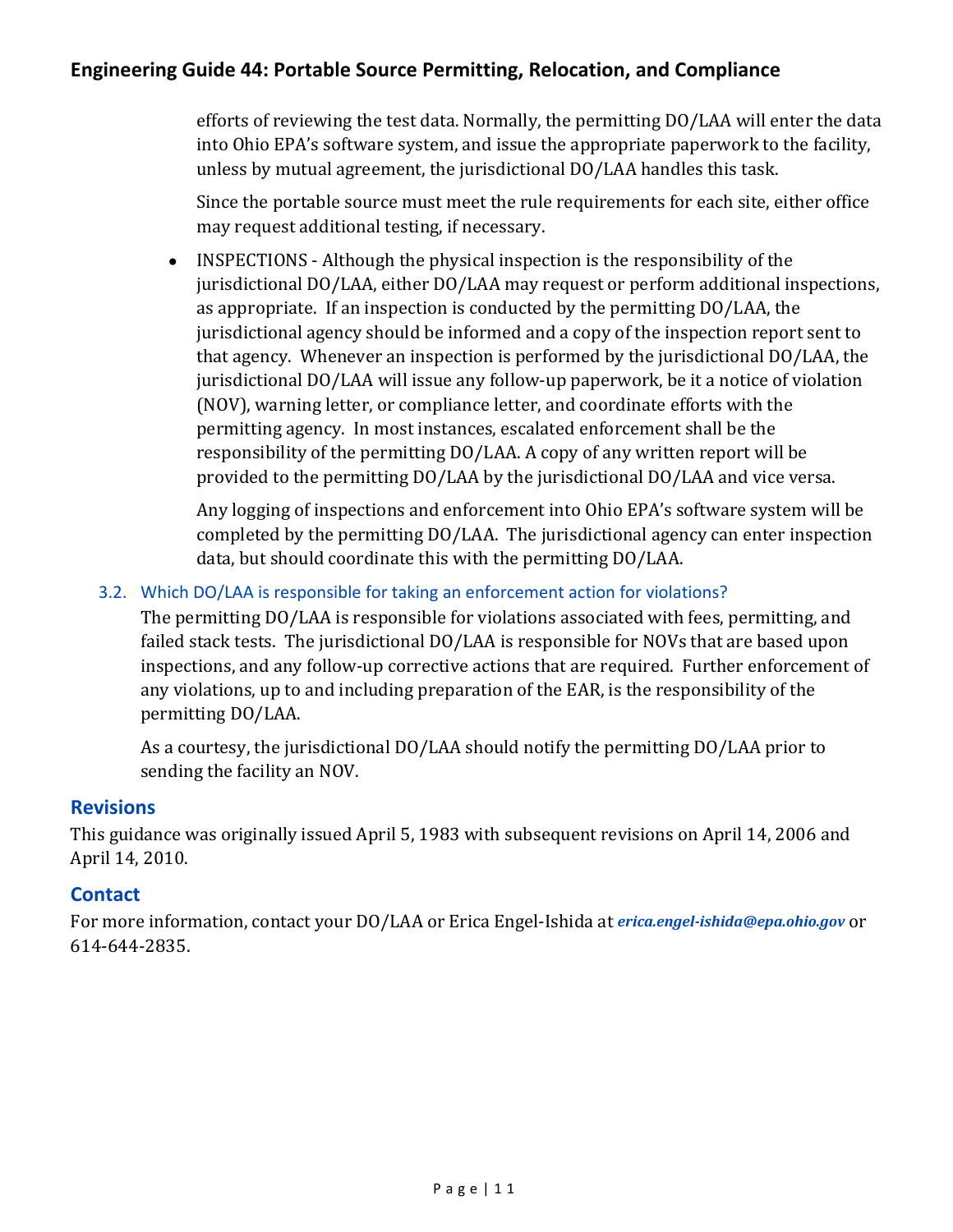efforts of reviewing the test data. Normally, the permitting DO/LAA will enter the data into Ohio EPA's software system, and issue the appropriate paperwork to the facility, unless by mutual agreement, the jurisdictional DO/LAA handles this task.

Since the portable source must meet the rule requirements for each site, either office may request additional testing, if necessary.

- INSPECTIONS - Although the physical inspection is the responsibility of the jurisdictional DO/LAA, either DO/LAA may request or perform additional inspections, as appropriate. If an inspection is conducted by the permitting DO/LAA, the jurisdictional agency should be informed and a copy of the inspection report sent to that agency. Whenever an inspection is performed by the jurisdictional DO/LAA, the jurisdictional DO/LAA will issue any follow-up paperwork, be it a notice of violation (NOV), warning letter, or compliance letter, and coordinate efforts with the permitting agency. In most instances, escalated enforcement shall be the responsibility of the permitting DO/LAA. A copy of any written report will be provided to the permitting DO/LAA by the jurisdictional DO/LAA and vice versa.

  Any logging of inspections and enforcement into Ohio EPA's software system will be completed by the permitting DO/LAA. The jurisdictional agency can enter inspection data, but should coordinate this with the permitting DO/LAA.

### 3.2. Which DO/LAA is responsible for taking an enforcement action for violations?

The permitting DO/LAA is responsible for violations associated with fees, permitting, and failed stack tests. The jurisdictional DO/LAA is responsible for NOVs that are based upon inspections, and any follow-up corrective actions that are required. Further enforcement of any violations, up to and including preparation of the EAR, is the responsibility of the permitting DO/LAA.

As a courtesy, the jurisdictional DO/LAA should notify the permitting DO/LAA prior to sending the facility an NOV.

## Revisions

This guidance was originally issued April 5, 1983 with subsequent revisions on April 14, 2006 and April 14, 2010.

## Contact

For more information, contact your DO/LAA or Erica Engel-Ishida at ***erica.engel-ishida@epa.ohio.gov*** or 614-644-2835.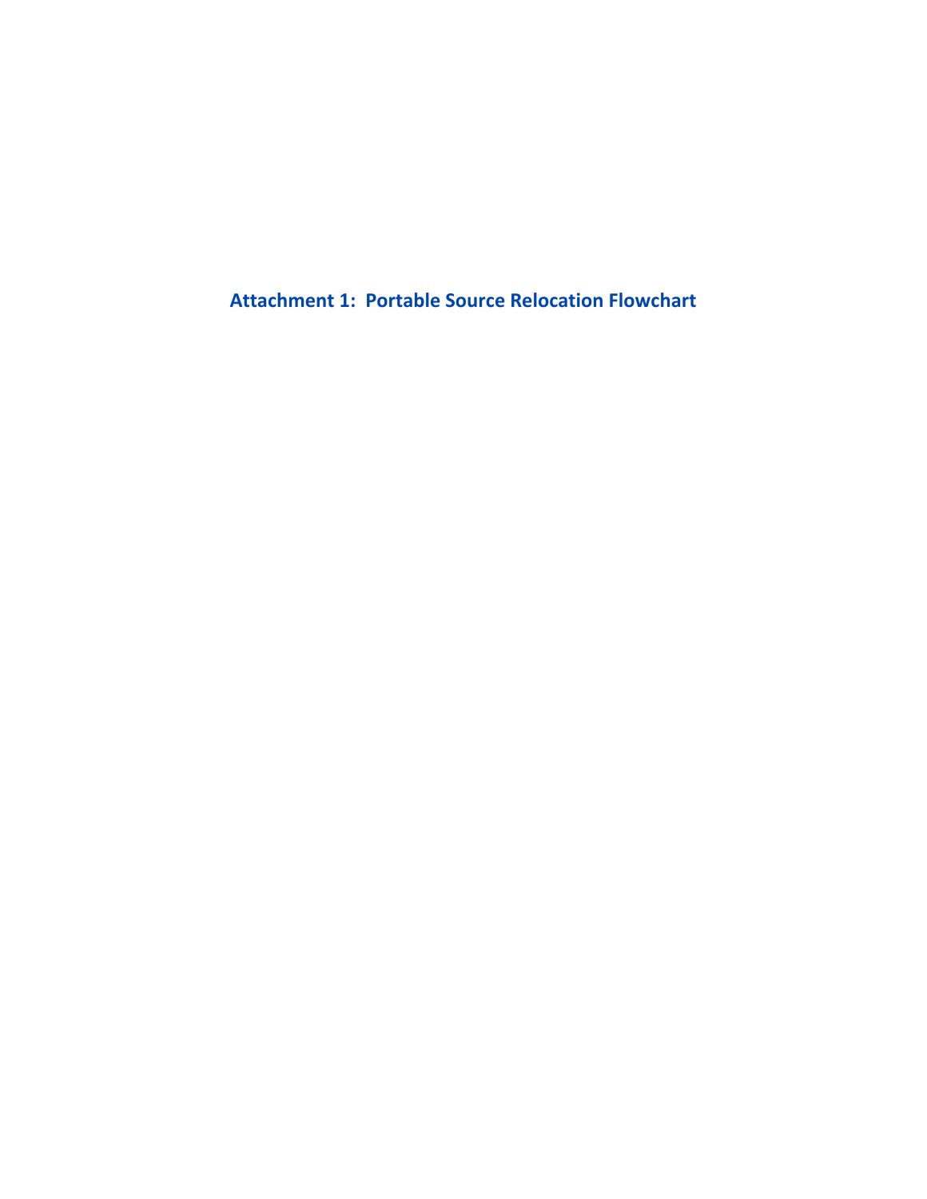## Attachment 1: Portable Source Relocation Flowchart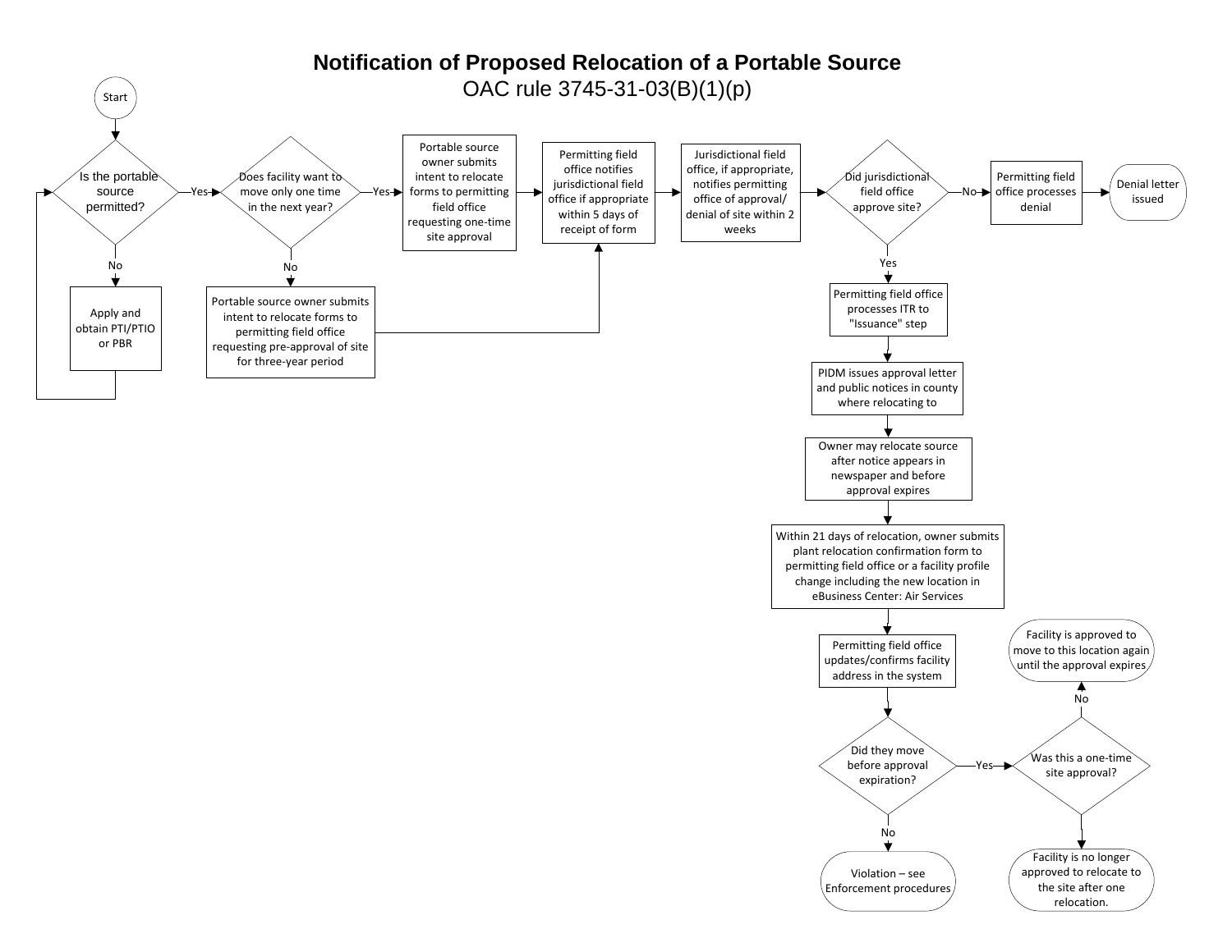# Notification of Proposed Relocation of a Portable Source

## OAC rule 3745-31-03(B)(1)(p)

- **Start**
- **Is the portable source permitted?**
  - No → Apply and obtain PTI/PTIO or PBR → (return to "Is the portable source permitted?")
  - Yes → **Does facility want to move only one time in the next year?**
    - Yes → Portable source owner submits intent to relocate forms to permitting field office requesting one-time site approval → Permitting field office notifies jurisdictional field office if appropriate within 5 days of receipt of form
    - No → Portable source owner submits intent to relocate forms to permitting field office requesting pre-approval of site for three-year period → Permitting field office notifies jurisdictional field office if appropriate within 5 days of receipt of form
- Permitting field office notifies jurisdictional field office if appropriate within 5 days of receipt of form → Jurisdictional field office, if appropriate, notifies permitting office of approval/denial of site within 2 weeks
- **Did jurisdictional field office approve site?**
  - No → Permitting field office processes denial → Denial letter issued
  - Yes → Permitting field office processes ITR to "Issuance" step
- PIDM issues approval letter and public notices in county where relocating to
- Owner may relocate source after notice appears in newspaper and before approval expires
- Within 21 days of relocation, owner submits plant relocation confirmation form to permitting field office or a facility profile change including the new location in eBusiness Center: Air Services
- Permitting field office updates/confirms facility address in the system
- **Did they move before approval expiration?**
  - No → Violation – see Enforcement procedures
  - Yes → **Was this a one-time site approval?**
    - No → Facility is approved to move to this location again until the approval expires
    - (Yes) → Facility is no longer approved to relocate to the site after one relocation.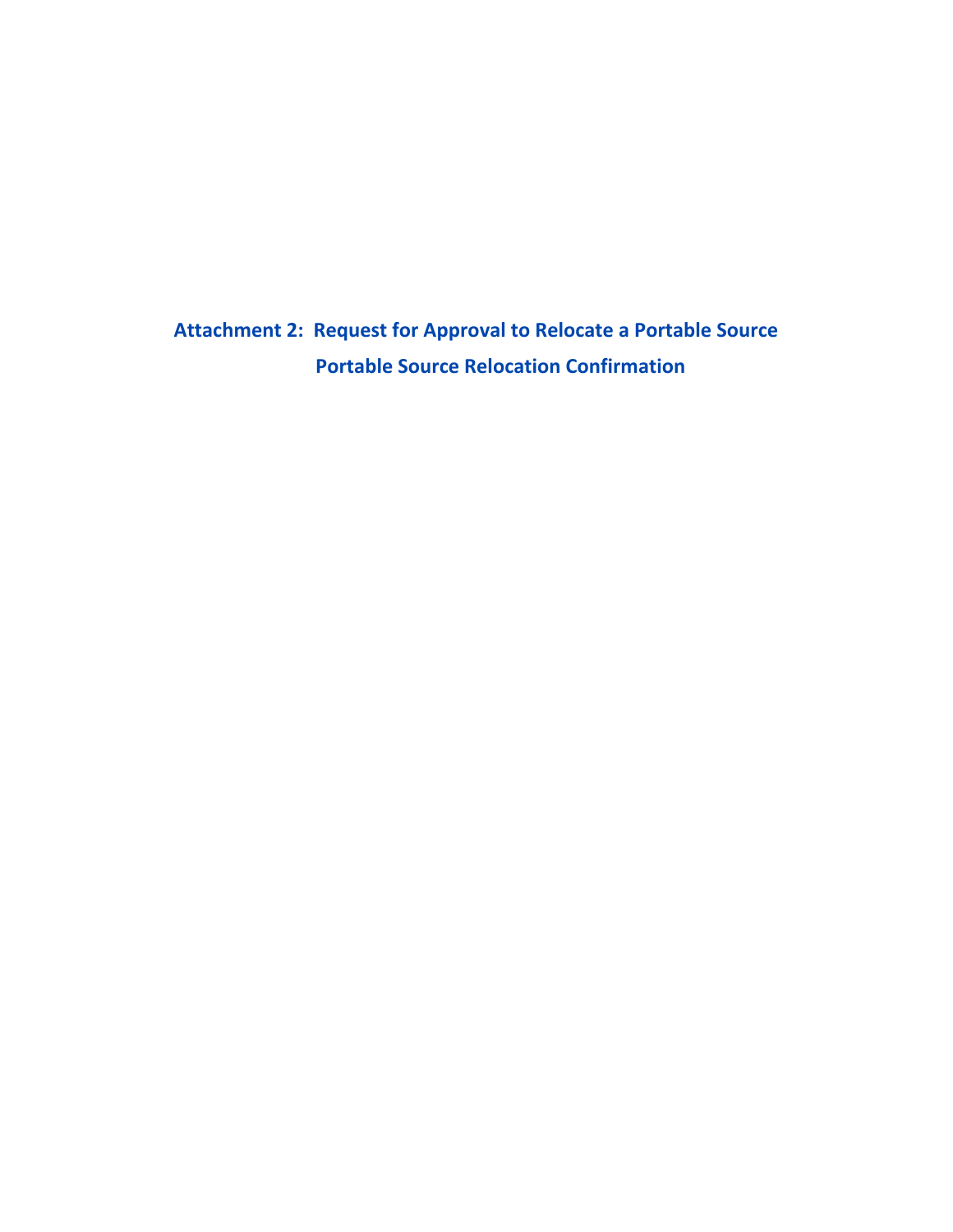# Attachment 2: Request for Approval to Relocate a Portable Source

## Portable Source Relocation Confirmation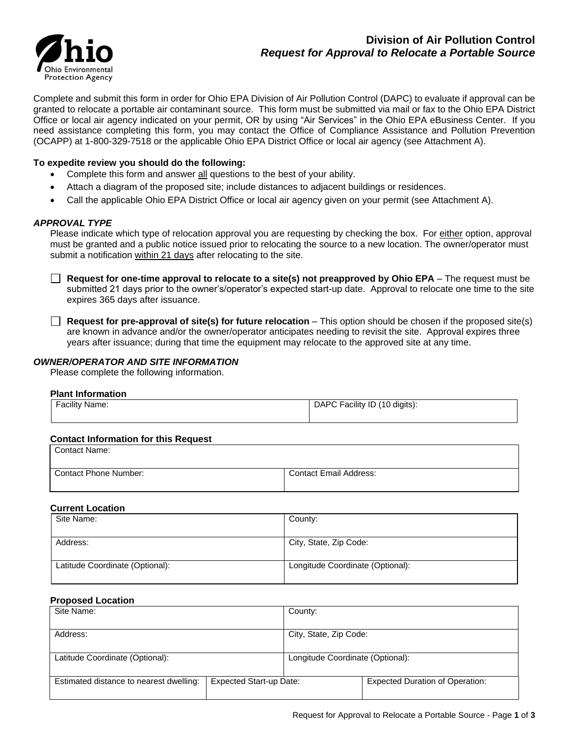# Division of Air Pollution Control
## *Request for Approval to Relocate a Portable Source*

Complete and submit this form in order for Ohio EPA Division of Air Pollution Control (DAPC) to evaluate if approval can be granted to relocate a portable air contaminant source. This form must be submitted via mail or fax to the Ohio EPA District Office or local air agency indicated on your permit, OR by using "Air Services" in the Ohio EPA eBusiness Center. If you need assistance completing this form, you may contact the Office of Compliance Assistance and Pollution Prevention (OCAPP) at 1-800-329-7518 or the applicable Ohio EPA District Office or local air agency (see Attachment A).

**To expedite review you should do the following:**

- Complete this form and answer all questions to the best of your ability.
- Attach a diagram of the proposed site; include distances to adjacent buildings or residences.
- Call the applicable Ohio EPA District Office or local air agency given on your permit (see Attachment A).

### *APPROVAL TYPE*

Please indicate which type of relocation approval you are requesting by checking the box. For either option, approval must be granted and a public notice issued prior to relocating the source to a new location. The owner/operator must submit a notification within 21 days after relocating to the site.

☐ **Request for one-time approval to relocate to a site(s) not preapproved by Ohio EPA** – The request must be submitted 21 days prior to the owner's/operator's expected start-up date. Approval to relocate one time to the site expires 365 days after issuance.

☐ **Request for pre-approval of site(s) for future relocation** – This option should be chosen if the proposed site(s) are known in advance and/or the owner/operator anticipates needing to revisit the site. Approval expires three years after issuance; during that time the equipment may relocate to the approved site at any time.

### *OWNER/OPERATOR AND SITE INFORMATION*

Please complete the following information.

**Plant Information**

| Facility Name: | DAPC Facility ID (10 digits): |
|---|---|

**Contact Information for this Request**

| Contact Name: | |
|---|---|
| Contact Phone Number: | Contact Email Address: |

**Current Location**

| Site Name: | County: |
|---|---|
| Address: | City, State, Zip Code: |
| Latitude Coordinate (Optional): | Longitude Coordinate (Optional): |

**Proposed Location**

| Site Name: | | County: |
|---|---|---|
| Address: | | City, State, Zip Code: |
| Latitude Coordinate (Optional): | | Longitude Coordinate (Optional): |
| Estimated distance to nearest dwelling: | Expected Start-up Date: | Expected Duration of Operation: |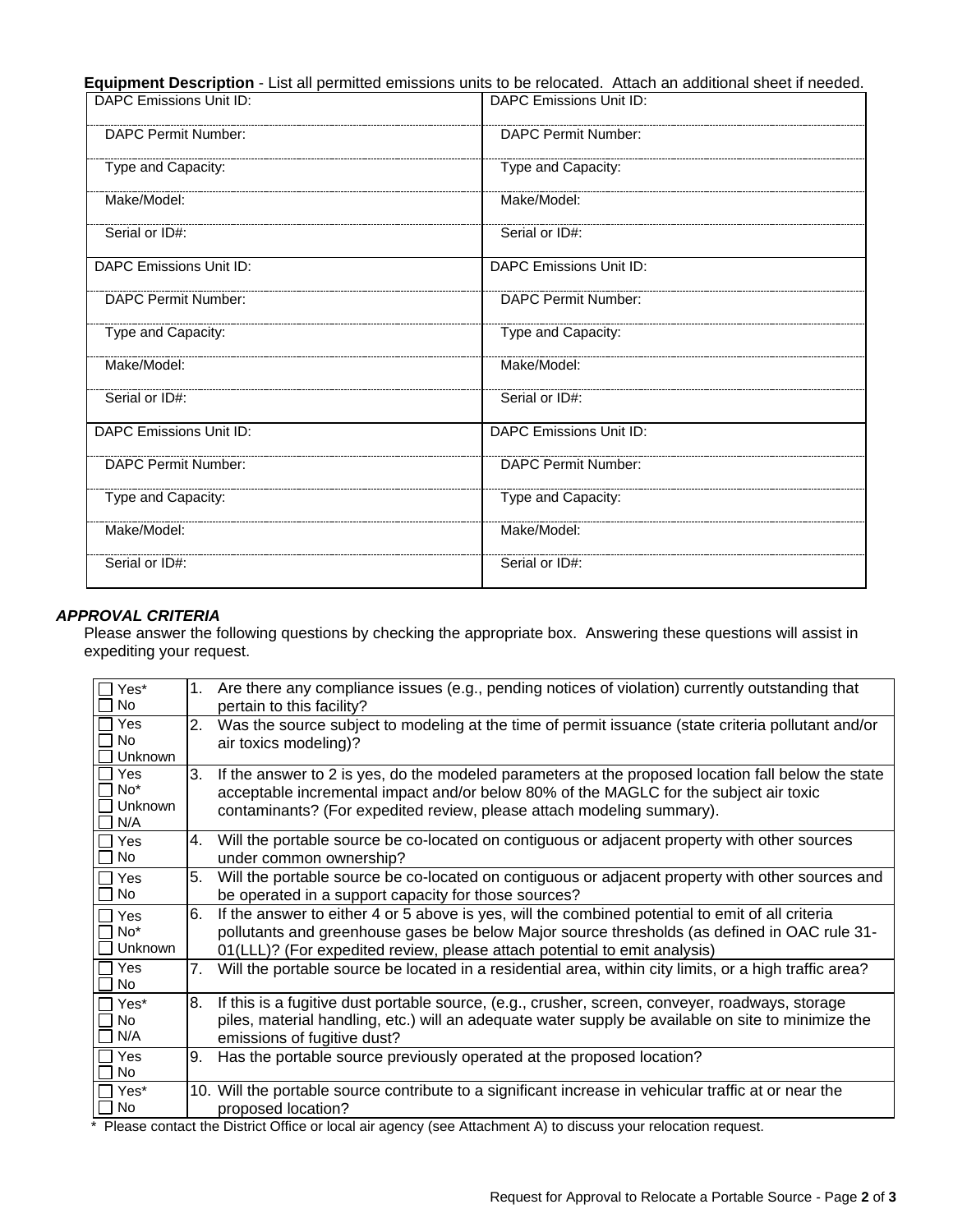**Equipment Description** - List all permitted emissions units to be relocated. Attach an additional sheet if needed.

| | |
|---|---|
| DAPC Emissions Unit ID: | DAPC Emissions Unit ID: |
| DAPC Permit Number: | DAPC Permit Number: |
| Type and Capacity: | Type and Capacity: |
| Make/Model: | Make/Model: |
| Serial or ID#: | Serial or ID#: |
| DAPC Emissions Unit ID: | DAPC Emissions Unit ID: |
| DAPC Permit Number: | DAPC Permit Number: |
| Type and Capacity: | Type and Capacity: |
| Make/Model: | Make/Model: |
| Serial or ID#: | Serial or ID#: |
| DAPC Emissions Unit ID: | DAPC Emissions Unit ID: |
| DAPC Permit Number: | DAPC Permit Number: |
| Type and Capacity: | Type and Capacity: |
| Make/Model: | Make/Model: |
| Serial or ID#: | Serial or ID#: |

### *APPROVAL CRITERIA*

Please answer the following questions by checking the appropriate box. Answering these questions will assist in expediting your request.

| | |
|---|---|
| ☐ Yes* ☐ No | 1. Are there any compliance issues (e.g., pending notices of violation) currently outstanding that pertain to this facility? |
| ☐ Yes ☐ No ☐ Unknown | 2. Was the source subject to modeling at the time of permit issuance (state criteria pollutant and/or air toxics modeling)? |
| ☐ Yes ☐ No* ☐ Unknown ☐ N/A | 3. If the answer to 2 is yes, do the modeled parameters at the proposed location fall below the state acceptable incremental impact and/or below 80% of the MAGLC for the subject air toxic contaminants? (For expedited review, please attach modeling summary). |
| ☐ Yes ☐ No | 4. Will the portable source be co-located on contiguous or adjacent property with other sources under common ownership? |
| ☐ Yes ☐ No | 5. Will the portable source be co-located on contiguous or adjacent property with other sources and be operated in a support capacity for those sources? |
| ☐ Yes ☐ No* ☐ Unknown | 6. If the answer to either 4 or 5 above is yes, will the combined potential to emit of all criteria pollutants and greenhouse gases be below Major source thresholds (as defined in OAC rule 31-01(LLL)? (For expedited review, please attach potential to emit analysis) |
| ☐ Yes ☐ No | 7. Will the portable source be located in a residential area, within city limits, or a high traffic area? |
| ☐ Yes* ☐ No ☐ N/A | 8. If this is a fugitive dust portable source, (e.g., crusher, screen, conveyer, roadways, storage piles, material handling, etc.) will an adequate water supply be available on site to minimize the emissions of fugitive dust? |
| ☐ Yes ☐ No | 9. Has the portable source previously operated at the proposed location? |
| ☐ Yes* ☐ No | 10. Will the portable source contribute to a significant increase in vehicular traffic at or near the proposed location? |

\* Please contact the District Office or local air agency (see Attachment A) to discuss your relocation request.

Request for Approval to Relocate a Portable Source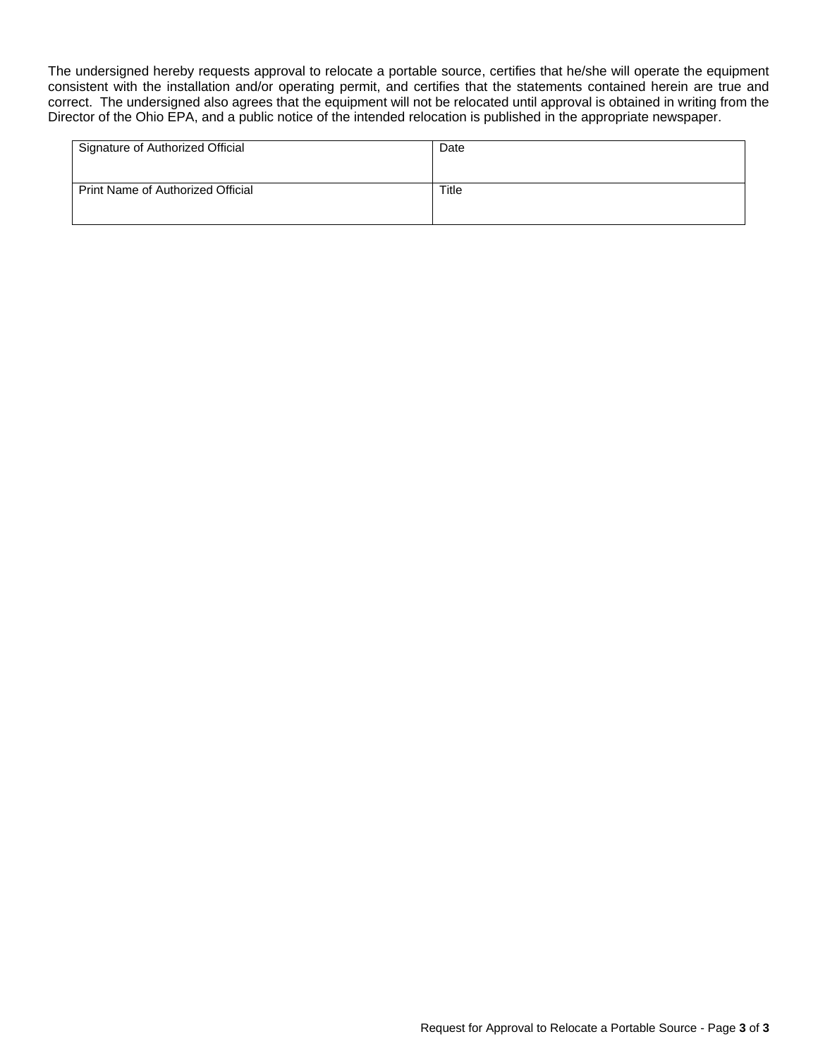The undersigned hereby requests approval to relocate a portable source, certifies that he/she will operate the equipment consistent with the installation and/or operating permit, and certifies that the statements contained herein are true and correct. The undersigned also agrees that the equipment will not be relocated until approval is obtained in writing from the Director of the Ohio EPA, and a public notice of the intended relocation is published in the appropriate newspaper.

| Signature of Authorized Official | Date |
|---|---|
| Print Name of Authorized Official | Title |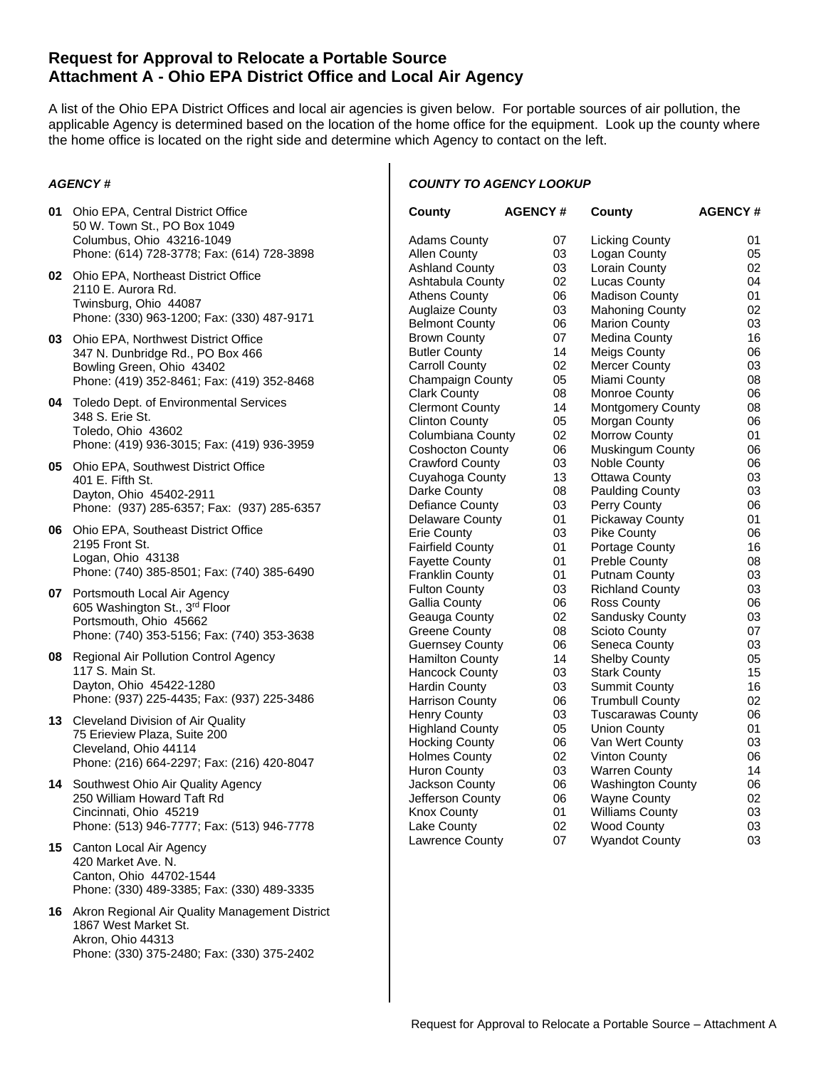# Request for Approval to Relocate a Portable Source
# Attachment A - Ohio EPA District Office and Local Air Agency

A list of the Ohio EPA District Offices and local air agencies is given below. For portable sources of air pollution, the applicable Agency is determined based on the location of the home office for the equipment. Look up the county where the home office is located on the right side and determine which Agency to contact on the left.

### *AGENCY #*

**01** Ohio EPA, Central District Office
50 W. Town St., PO Box 1049
Columbus, Ohio 43216-1049
Phone: (614) 728-3778; Fax: (614) 728-3898

**02** Ohio EPA, Northeast District Office
2110 E. Aurora Rd.
Twinsburg, Ohio 44087
Phone: (330) 963-1200; Fax: (330) 487-9171

**03** Ohio EPA, Northwest District Office
347 N. Dunbridge Rd., PO Box 466
Bowling Green, Ohio 43402
Phone: (419) 352-8461; Fax: (419) 352-8468

**04** Toledo Dept. of Environmental Services
348 S. Erie St.
Toledo, Ohio 43602
Phone: (419) 936-3015; Fax: (419) 936-3959

**05** Ohio EPA, Southwest District Office
401 E. Fifth St.
Dayton, Ohio 45402-2911
Phone: (937) 285-6357; Fax: (937) 285-6357

**06** Ohio EPA, Southeast District Office
2195 Front St.
Logan, Ohio 43138
Phone: (740) 385-8501; Fax: (740) 385-6490

**07** Portsmouth Local Air Agency
605 Washington St., 3rd Floor
Portsmouth, Ohio 45662
Phone: (740) 353-5156; Fax: (740) 353-3638

**08** Regional Air Pollution Control Agency
117 S. Main St.
Dayton, Ohio 45422-1280
Phone: (937) 225-4435; Fax: (937) 225-3486

**13** Cleveland Division of Air Quality
75 Erieview Plaza, Suite 200
Cleveland, Ohio 44114
Phone: (216) 664-2297; Fax: (216) 420-8047

**14** Southwest Ohio Air Quality Agency
250 William Howard Taft Rd
Cincinnati, Ohio 45219
Phone: (513) 946-7777; Fax: (513) 946-7778

**15** Canton Local Air Agency
420 Market Ave. N.
Canton, Ohio 44702-1544
Phone: (330) 489-3385; Fax: (330) 489-3335

**16** Akron Regional Air Quality Management District
1867 West Market St.
Akron, Ohio 44313
Phone: (330) 375-2480; Fax: (330) 375-2402

### *COUNTY TO AGENCY LOOKUP*

| County | AGENCY # | County | AGENCY # |
|---|---|---|---|
| Adams County | 07 | Licking County | 01 |
| Allen County | 03 | Logan County | 05 |
| Ashland County | 03 | Lorain County | 02 |
| Ashtabula County | 02 | Lucas County | 04 |
| Athens County | 06 | Madison County | 01 |
| Auglaize County | 03 | Mahoning County | 02 |
| Belmont County | 06 | Marion County | 03 |
| Brown County | 07 | Medina County | 16 |
| Butler County | 14 | Meigs County | 06 |
| Carroll County | 02 | Mercer County | 03 |
| Champaign County | 05 | Miami County | 08 |
| Clark County | 08 | Monroe County | 06 |
| Clermont County | 14 | Montgomery County | 08 |
| Clinton County | 05 | Morgan County | 06 |
| Columbiana County | 02 | Morrow County | 01 |
| Coshocton County | 06 | Muskingum County | 06 |
| Crawford County | 03 | Noble County | 06 |
| Cuyahoga County | 13 | Ottawa County | 03 |
| Darke County | 08 | Paulding County | 03 |
| Defiance County | 03 | Perry County | 06 |
| Delaware County | 01 | Pickaway County | 01 |
| Erie County | 03 | Pike County | 06 |
| Fairfield County | 01 | Portage County | 16 |
| Fayette County | 01 | Preble County | 08 |
| Franklin County | 01 | Putnam County | 03 |
| Fulton County | 03 | Richland County | 03 |
| Gallia County | 06 | Ross County | 06 |
| Geauga County | 02 | Sandusky County | 03 |
| Greene County | 08 | Scioto County | 07 |
| Guernsey County | 06 | Seneca County | 03 |
| Hamilton County | 14 | Shelby County | 05 |
| Hancock County | 03 | Stark County | 15 |
| Hardin County | 03 | Summit County | 16 |
| Harrison County | 06 | Trumbull County | 02 |
| Henry County | 03 | Tuscarawas County | 06 |
| Highland County | 05 | Union County | 01 |
| Hocking County | 06 | Van Wert County | 03 |
| Holmes County | 02 | Vinton County | 06 |
| Huron County | 03 | Warren County | 14 |
| Jackson County | 06 | Washington County | 06 |
| Jefferson County | 06 | Wayne County | 02 |
| Knox County | 01 | Williams County | 03 |
| Lake County | 02 | Wood County | 03 |
| Lawrence County | 07 | Wyandot County | 03 |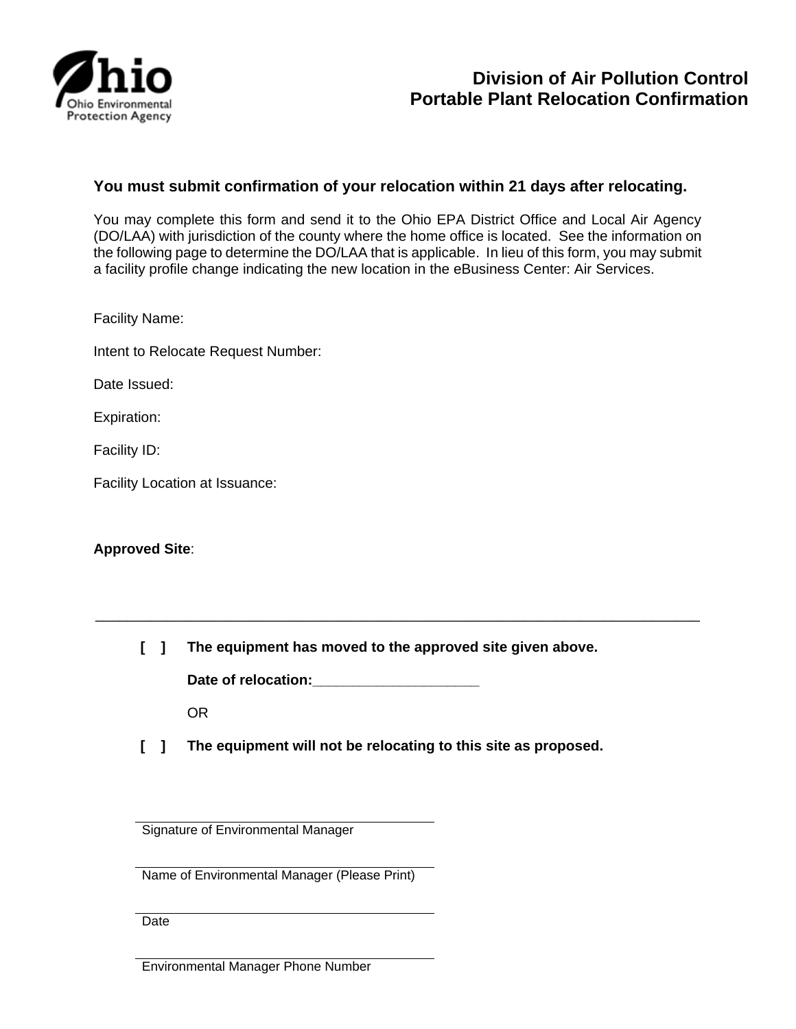# Division of Air Pollution Control
# Portable Plant Relocation Confirmation

**You must submit confirmation of your relocation within 21 days after relocating.**

You may complete this form and send it to the Ohio EPA District Office and Local Air Agency (DO/LAA) with jurisdiction of the county where the home office is located. See the information on the following page to determine the DO/LAA that is applicable. In lieu of this form, you may submit a facility profile change indicating the new location in the eBusiness Center: Air Services.

Facility Name:

Intent to Relocate Request Number:

Date Issued:

Expiration:

Facility ID:

Facility Location at Issuance:

**Approved Site**:

---

[ ] **The equipment has moved to the approved site given above.**

**Date of relocation:_____________________**

OR

[ ] **The equipment will not be relocating to this site as proposed.**

_______________________________________
Signature of Environmental Manager

_______________________________________
Name of Environmental Manager (Please Print)

_______________________________________
Date

_______________________________________
Environmental Manager Phone Number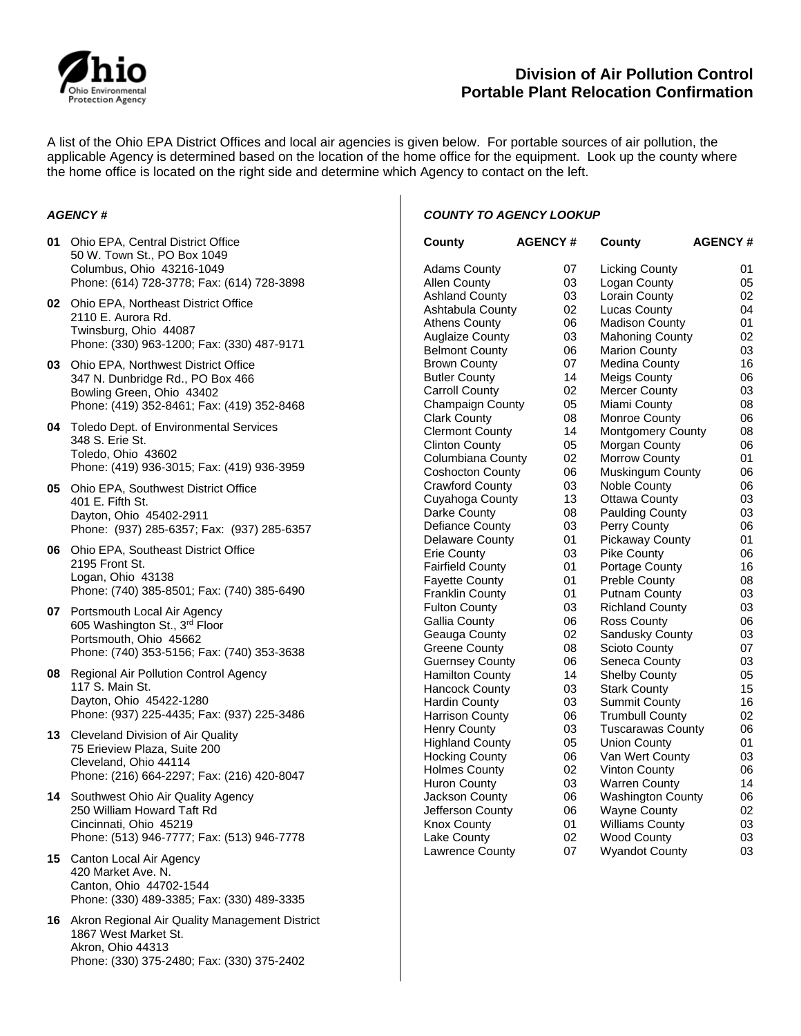Ohio Environmental Protection Agency

# Division of Air Pollution Control
# Portable Plant Relocation Confirmation

A list of the Ohio EPA District Offices and local air agencies is given below. For portable sources of air pollution, the applicable Agency is determined based on the location of the home office for the equipment. Look up the county where the home office is located on the right side and determine which Agency to contact on the left.

***AGENCY #***

**01** Ohio EPA, Central District Office
50 W. Town St., PO Box 1049
Columbus, Ohio 43216-1049
Phone: (614) 728-3778; Fax: (614) 728-3898

**02** Ohio EPA, Northeast District Office
2110 E. Aurora Rd.
Twinsburg, Ohio 44087
Phone: (330) 963-1200; Fax: (330) 487-9171

**03** Ohio EPA, Northwest District Office
347 N. Dunbridge Rd., PO Box 466
Bowling Green, Ohio 43402
Phone: (419) 352-8461; Fax: (419) 352-8468

**04** Toledo Dept. of Environmental Services
348 S. Erie St.
Toledo, Ohio 43602
Phone: (419) 936-3015; Fax: (419) 936-3959

**05** Ohio EPA, Southwest District Office
401 E. Fifth St.
Dayton, Ohio 45402-2911
Phone: (937) 285-6357; Fax: (937) 285-6357

**06** Ohio EPA, Southeast District Office
2195 Front St.
Logan, Ohio 43138
Phone: (740) 385-8501; Fax: (740) 385-6490

**07** Portsmouth Local Air Agency
605 Washington St., 3rd Floor
Portsmouth, Ohio 45662
Phone: (740) 353-5156; Fax: (740) 353-3638

**08** Regional Air Pollution Control Agency
117 S. Main St.
Dayton, Ohio 45422-1280
Phone: (937) 225-4435; Fax: (937) 225-3486

**13** Cleveland Division of Air Quality
75 Erieview Plaza, Suite 200
Cleveland, Ohio 44114
Phone: (216) 664-2297; Fax: (216) 420-8047

**14** Southwest Ohio Air Quality Agency
250 William Howard Taft Rd
Cincinnati, Ohio 45219
Phone: (513) 946-7777; Fax: (513) 946-7778

**15** Canton Local Air Agency
420 Market Ave. N.
Canton, Ohio 44702-1544
Phone: (330) 489-3385; Fax: (330) 489-3335

**16** Akron Regional Air Quality Management District
1867 West Market St.
Akron, Ohio 44313
Phone: (330) 375-2480; Fax: (330) 375-2402

***COUNTY TO AGENCY LOOKUP***

| County | AGENCY # | County | AGENCY # |
|---|---|---|---|
| Adams County | 07 | Licking County | 01 |
| Allen County | 03 | Logan County | 05 |
| Ashland County | 03 | Lorain County | 02 |
| Ashtabula County | 02 | Lucas County | 04 |
| Athens County | 06 | Madison County | 01 |
| Auglaize County | 03 | Mahoning County | 02 |
| Belmont County | 06 | Marion County | 03 |
| Brown County | 07 | Medina County | 16 |
| Butler County | 14 | Meigs County | 06 |
| Carroll County | 02 | Mercer County | 03 |
| Champaign County | 05 | Miami County | 08 |
| Clark County | 08 | Monroe County | 06 |
| Clermont County | 14 | Montgomery County | 08 |
| Clinton County | 05 | Morgan County | 06 |
| Columbiana County | 02 | Morrow County | 01 |
| Coshocton County | 06 | Muskingum County | 06 |
| Crawford County | 03 | Noble County | 06 |
| Cuyahoga County | 13 | Ottawa County | 03 |
| Darke County | 08 | Paulding County | 03 |
| Defiance County | 03 | Perry County | 06 |
| Delaware County | 01 | Pickaway County | 01 |
| Erie County | 03 | Pike County | 06 |
| Fairfield County | 01 | Portage County | 16 |
| Fayette County | 01 | Preble County | 08 |
| Franklin County | 01 | Putnam County | 03 |
| Fulton County | 03 | Richland County | 03 |
| Gallia County | 06 | Ross County | 06 |
| Geauga County | 02 | Sandusky County | 03 |
| Greene County | 08 | Scioto County | 07 |
| Guernsey County | 06 | Seneca County | 03 |
| Hamilton County | 14 | Shelby County | 05 |
| Hancock County | 03 | Stark County | 15 |
| Hardin County | 03 | Summit County | 16 |
| Harrison County | 06 | Trumbull County | 02 |
| Henry County | 03 | Tuscarawas County | 06 |
| Highland County | 05 | Union County | 01 |
| Hocking County | 06 | Van Wert County | 03 |
| Holmes County | 02 | Vinton County | 06 |
| Huron County | 03 | Warren County | 14 |
| Jackson County | 06 | Washington County | 06 |
| Jefferson County | 06 | Wayne County | 02 |
| Knox County | 01 | Williams County | 03 |
| Lake County | 02 | Wood County | 03 |
| Lawrence County | 07 | Wyandot County | 03 |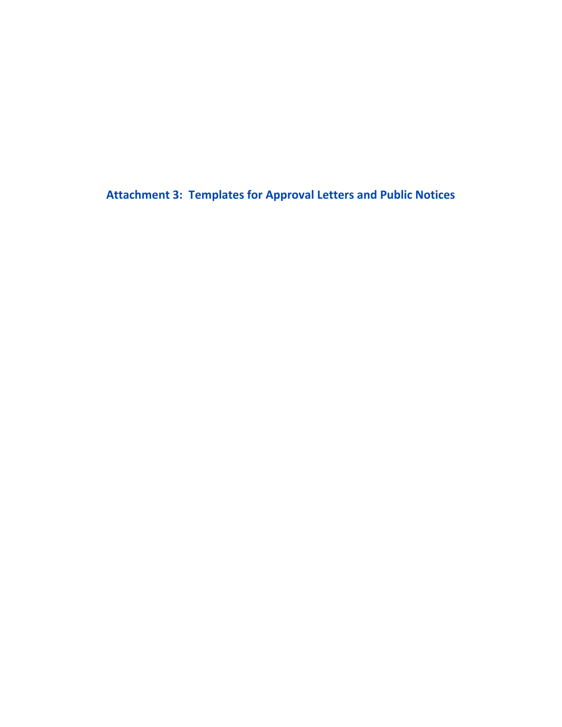# Attachment 3: Templates for Approval Letters and Public Notices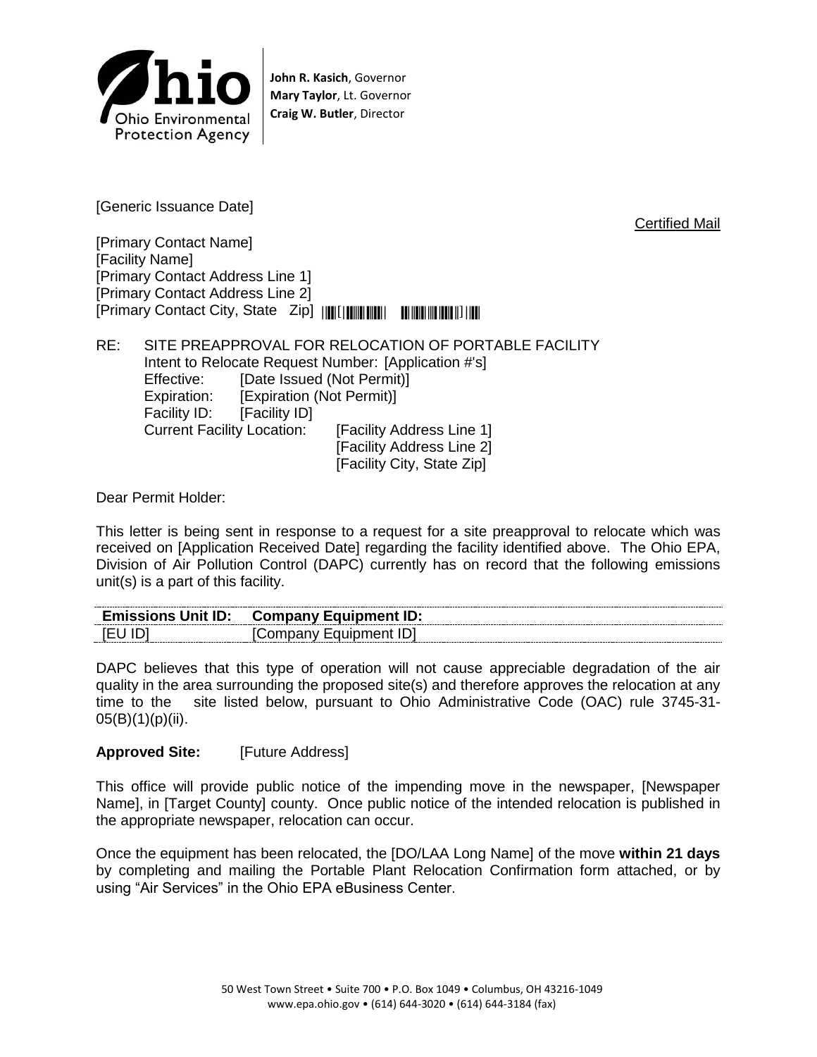**John R. Kasich**, Governor
**Mary Taylor**, Lt. Governor
**Craig W. Butler**, Director

[Generic Issuance Date]

Certified Mail

[Primary Contact Name]
[Facility Name]
[Primary Contact Address Line 1]
[Primary Contact Address Line 2]
[Primary Contact City, State Zip]

RE: SITE PREAPPROVAL FOR RELOCATION OF PORTABLE FACILITY
Intent to Relocate Request Number: [Application #'s]
Effective: [Date Issued (Not Permit)]
Expiration: [Expiration (Not Permit)]
Facility ID: [Facility ID]
Current Facility Location: [Facility Address Line 1]
[Facility Address Line 2]
[Facility City, State Zip]

Dear Permit Holder:

This letter is being sent in response to a request for a site preapproval to relocate which was received on [Application Received Date] regarding the facility identified above. The Ohio EPA, Division of Air Pollution Control (DAPC) currently has on record that the following emissions unit(s) is a part of this facility.

| Emissions Unit ID: | Company Equipment ID: |
|---|---|
| [EU ID] | [Company Equipment ID] |

DAPC believes that this type of operation will not cause appreciable degradation of the air quality in the area surrounding the proposed site(s) and therefore approves the relocation at any time to the site listed below, pursuant to Ohio Administrative Code (OAC) rule 3745-31-05(B)(1)(p)(ii).

**Approved Site:** [Future Address]

This office will provide public notice of the impending move in the newspaper, [Newspaper Name], in [Target County] county. Once public notice of the intended relocation is published in the appropriate newspaper, relocation can occur.

Once the equipment has been relocated, the [DO/LAA Long Name] of the move **within 21 days** by completing and mailing the Portable Plant Relocation Confirmation form attached, or by using "Air Services" in the Ohio EPA eBusiness Center.

50 West Town Street • Suite 700 • P.O. Box 1049 • Columbus, OH 43216-1049
www.epa.ohio.gov • (614) 644-3020 • (614) 644-3184 (fax)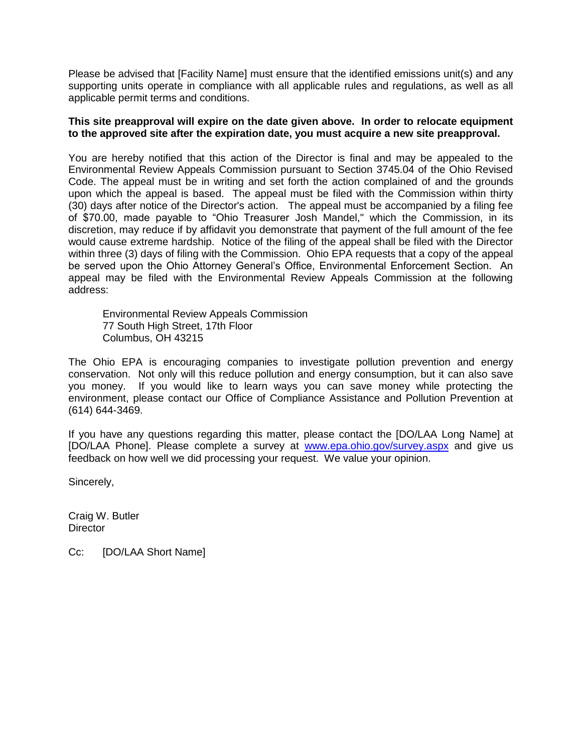Please be advised that [Facility Name] must ensure that the identified emissions unit(s) and any supporting units operate in compliance with all applicable rules and regulations, as well as all applicable permit terms and conditions.

**This site preapproval will expire on the date given above. In order to relocate equipment to the approved site after the expiration date, you must acquire a new site preapproval.**

You are hereby notified that this action of the Director is final and may be appealed to the Environmental Review Appeals Commission pursuant to Section 3745.04 of the Ohio Revised Code. The appeal must be in writing and set forth the action complained of and the grounds upon which the appeal is based. The appeal must be filed with the Commission within thirty (30) days after notice of the Director's action. The appeal must be accompanied by a filing fee of $70.00, made payable to "Ohio Treasurer Josh Mandel," which the Commission, in its discretion, may reduce if by affidavit you demonstrate that payment of the full amount of the fee would cause extreme hardship. Notice of the filing of the appeal shall be filed with the Director within three (3) days of filing with the Commission. Ohio EPA requests that a copy of the appeal be served upon the Ohio Attorney General's Office, Environmental Enforcement Section. An appeal may be filed with the Environmental Review Appeals Commission at the following address:

Environmental Review Appeals Commission
77 South High Street, 17th Floor
Columbus, OH 43215

The Ohio EPA is encouraging companies to investigate pollution prevention and energy conservation. Not only will this reduce pollution and energy consumption, but it can also save you money. If you would like to learn ways you can save money while protecting the environment, please contact our Office of Compliance Assistance and Pollution Prevention at (614) 644-3469.

If you have any questions regarding this matter, please contact the [DO/LAA Long Name] at [DO/LAA Phone]. Please complete a survey at www.epa.ohio.gov/survey.aspx and give us feedback on how well we did processing your request. We value your opinion.

Sincerely,

Craig W. Butler
Director

Cc: [DO/LAA Short Name]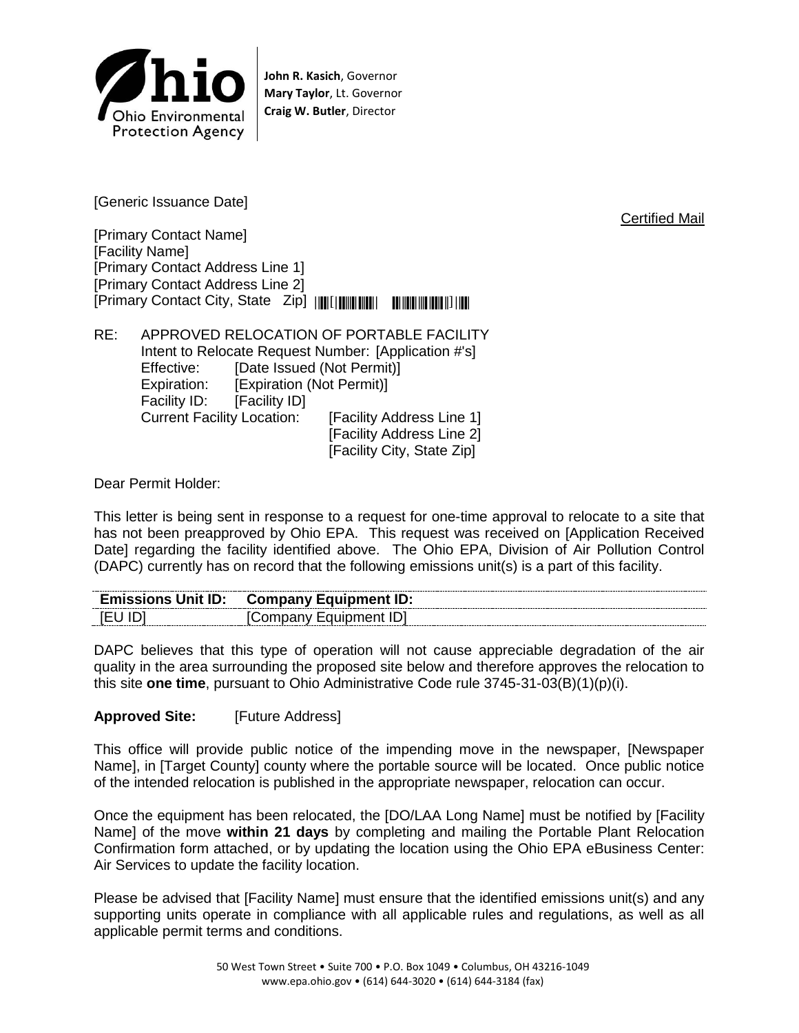**John R. Kasich**, Governor
**Mary Taylor**, Lt. Governor
**Craig W. Butler**, Director

[Generic Issuance Date]

Certified Mail

[Primary Contact Name]
[Facility Name]
[Primary Contact Address Line 1]
[Primary Contact Address Line 2]
[Primary Contact City, State Zip]

RE: APPROVED RELOCATION OF PORTABLE FACILITY
Intent to Relocate Request Number: [Application #'s]
Effective: [Date Issued (Not Permit)]
Expiration: [Expiration (Not Permit)]
Facility ID: [Facility ID]
Current Facility Location: [Facility Address Line 1]
[Facility Address Line 2]
[Facility City, State Zip]

Dear Permit Holder:

This letter is being sent in response to a request for one-time approval to relocate to a site that has not been preapproved by Ohio EPA. This request was received on [Application Received Date] regarding the facility identified above. The Ohio EPA, Division of Air Pollution Control (DAPC) currently has on record that the following emissions unit(s) is a part of this facility.

| Emissions Unit ID: | Company Equipment ID: |
|---|---|
| [EU ID] | [Company Equipment ID] |

DAPC believes that this type of operation will not cause appreciable degradation of the air quality in the area surrounding the proposed site below and therefore approves the relocation to this site **one time**, pursuant to Ohio Administrative Code rule 3745-31-03(B)(1)(p)(i).

**Approved Site:** [Future Address]

This office will provide public notice of the impending move in the newspaper, [Newspaper Name], in [Target County] county where the portable source will be located. Once public notice of the intended relocation is published in the appropriate newspaper, relocation can occur.

Once the equipment has been relocated, the [DO/LAA Long Name] must be notified by [Facility Name] of the move **within 21 days** by completing and mailing the Portable Plant Relocation Confirmation form attached, or by updating the location using the Ohio EPA eBusiness Center: Air Services to update the facility location.

Please be advised that [Facility Name] must ensure that the identified emissions unit(s) and any supporting units operate in compliance with all applicable rules and regulations, as well as all applicable permit terms and conditions.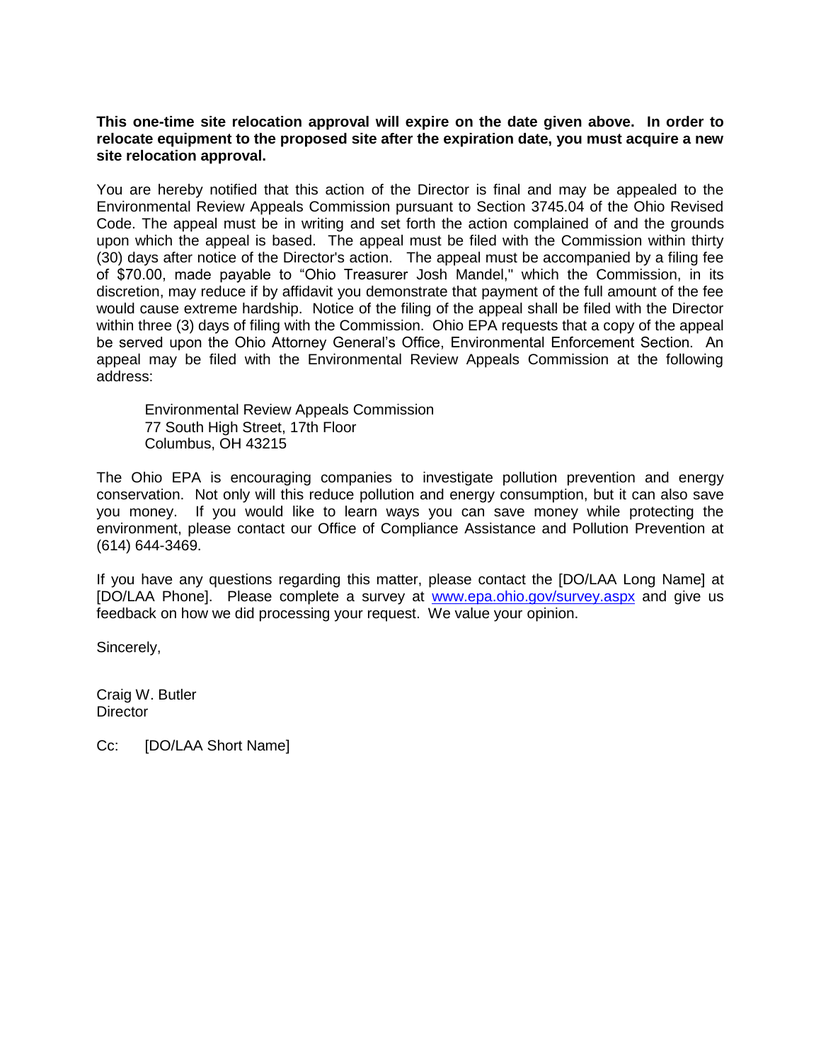**This one-time site relocation approval will expire on the date given above. In order to relocate equipment to the proposed site after the expiration date, you must acquire a new site relocation approval.**

You are hereby notified that this action of the Director is final and may be appealed to the Environmental Review Appeals Commission pursuant to Section 3745.04 of the Ohio Revised Code. The appeal must be in writing and set forth the action complained of and the grounds upon which the appeal is based. The appeal must be filed with the Commission within thirty (30) days after notice of the Director's action. The appeal must be accompanied by a filing fee of $70.00, made payable to "Ohio Treasurer Josh Mandel," which the Commission, in its discretion, may reduce if by affidavit you demonstrate that payment of the full amount of the fee would cause extreme hardship. Notice of the filing of the appeal shall be filed with the Director within three (3) days of filing with the Commission. Ohio EPA requests that a copy of the appeal be served upon the Ohio Attorney General's Office, Environmental Enforcement Section. An appeal may be filed with the Environmental Review Appeals Commission at the following address:

Environmental Review Appeals Commission
77 South High Street, 17th Floor
Columbus, OH 43215

The Ohio EPA is encouraging companies to investigate pollution prevention and energy conservation. Not only will this reduce pollution and energy consumption, but it can also save you money. If you would like to learn ways you can save money while protecting the environment, please contact our Office of Compliance Assistance and Pollution Prevention at (614) 644-3469.

If you have any questions regarding this matter, please contact the [DO/LAA Long Name] at [DO/LAA Phone]. Please complete a survey at www.epa.ohio.gov/survey.aspx and give us feedback on how we did processing your request. We value your opinion.

Sincerely,

Craig W. Butler
Director

Cc: [DO/LAA Short Name]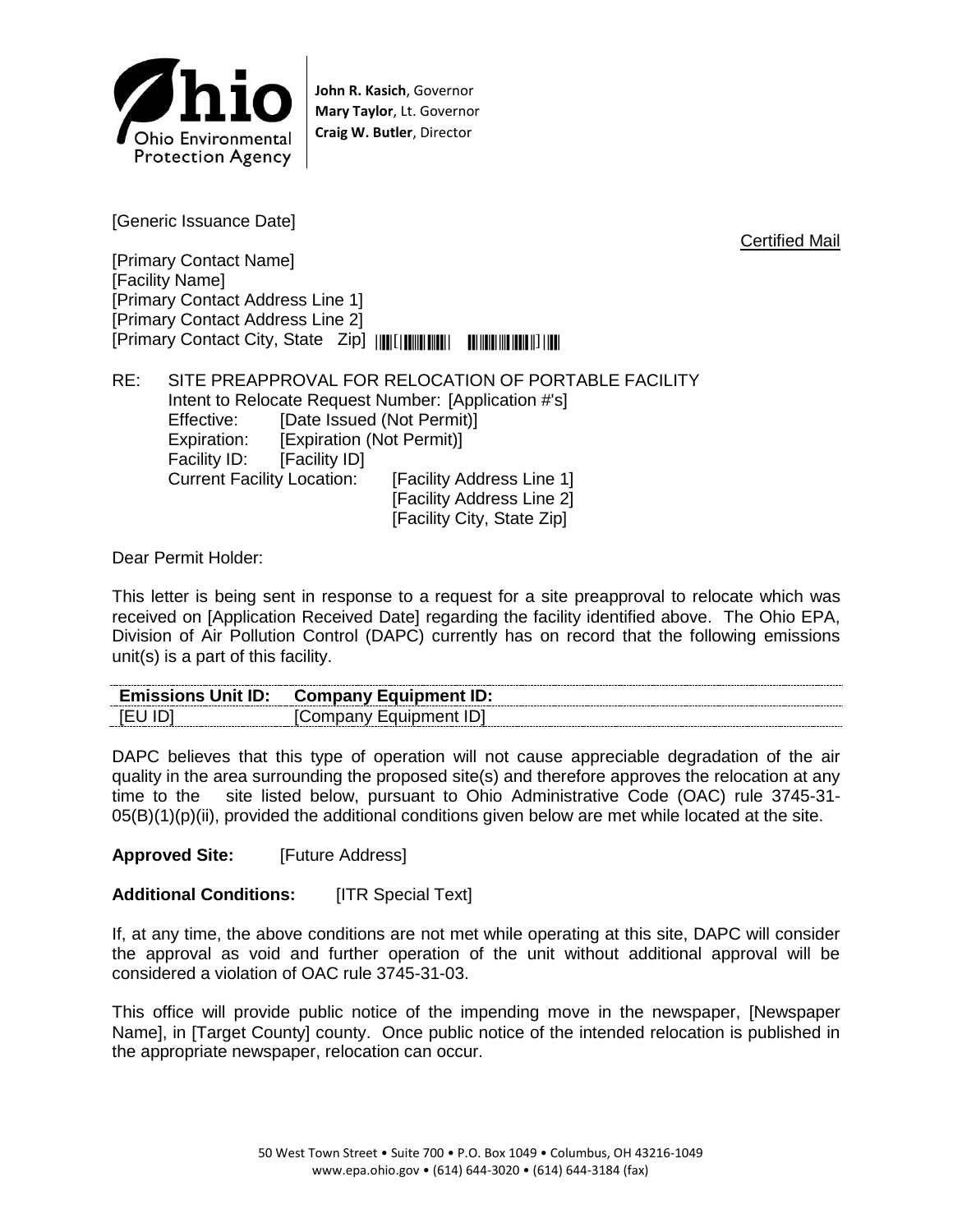**John R. Kasich**, Governor
**Mary Taylor**, Lt. Governor
**Craig W. Butler**, Director

[Generic Issuance Date]

Certified Mail

[Primary Contact Name]
[Facility Name]
[Primary Contact Address Line 1]
[Primary Contact Address Line 2]
[Primary Contact City, State Zip]

RE: SITE PREAPPROVAL FOR RELOCATION OF PORTABLE FACILITY
Intent to Relocate Request Number: [Application #'s]
Effective: [Date Issued (Not Permit)]
Expiration: [Expiration (Not Permit)]
Facility ID: [Facility ID]
Current Facility Location: [Facility Address Line 1]
[Facility Address Line 2]
[Facility City, State Zip]

Dear Permit Holder:

This letter is being sent in response to a request for a site preapproval to relocate which was received on [Application Received Date] regarding the facility identified above. The Ohio EPA, Division of Air Pollution Control (DAPC) currently has on record that the following emissions unit(s) is a part of this facility.

| Emissions Unit ID: | Company Equipment ID: |
| --- | --- |
| [EU ID] | [Company Equipment ID] |

DAPC believes that this type of operation will not cause appreciable degradation of the air quality in the area surrounding the proposed site(s) and therefore approves the relocation at any time to the site listed below, pursuant to Ohio Administrative Code (OAC) rule 3745-31-05(B)(1)(p)(ii), provided the additional conditions given below are met while located at the site.

**Approved Site:** [Future Address]

**Additional Conditions:** [ITR Special Text]

If, at any time, the above conditions are not met while operating at this site, DAPC will consider the approval as void and further operation of the unit without additional approval will be considered a violation of OAC rule 3745-31-03.

This office will provide public notice of the impending move in the newspaper, [Newspaper Name], in [Target County] county. Once public notice of the intended relocation is published in the appropriate newspaper, relocation can occur.

50 West Town Street • Suite 700 • P.O. Box 1049 • Columbus, OH 43216-1049
www.epa.ohio.gov • (614) 644-3020 • (614) 644-3184 (fax)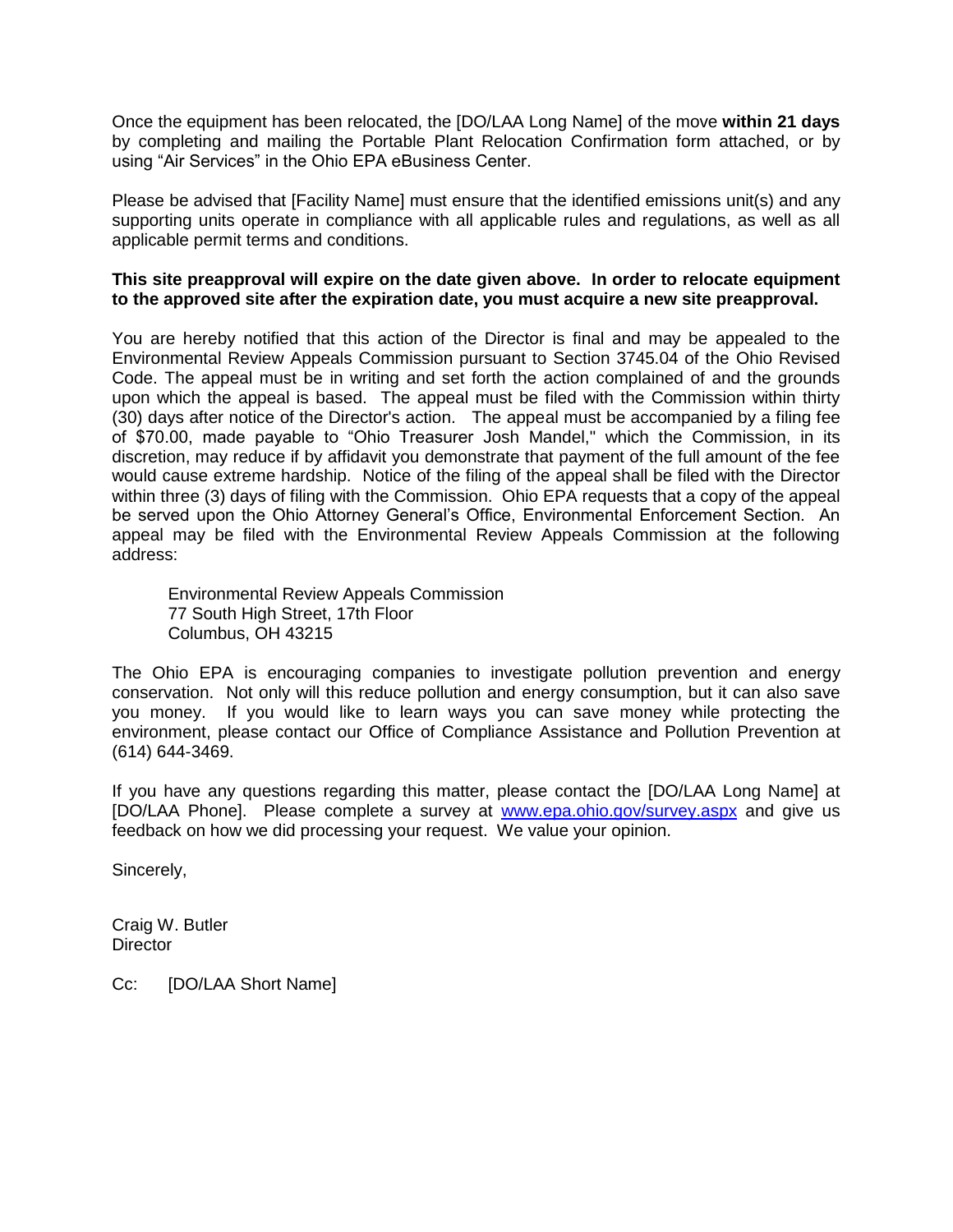Once the equipment has been relocated, the [DO/LAA Long Name] of the move **within 21 days** by completing and mailing the Portable Plant Relocation Confirmation form attached, or by using “Air Services” in the Ohio EPA eBusiness Center.

Please be advised that [Facility Name] must ensure that the identified emissions unit(s) and any supporting units operate in compliance with all applicable rules and regulations, as well as all applicable permit terms and conditions.

**This site preapproval will expire on the date given above. In order to relocate equipment to the approved site after the expiration date, you must acquire a new site preapproval.**

You are hereby notified that this action of the Director is final and may be appealed to the Environmental Review Appeals Commission pursuant to Section 3745.04 of the Ohio Revised Code. The appeal must be in writing and set forth the action complained of and the grounds upon which the appeal is based. The appeal must be filed with the Commission within thirty (30) days after notice of the Director's action. The appeal must be accompanied by a filing fee of $70.00, made payable to “Ohio Treasurer Josh Mandel," which the Commission, in its discretion, may reduce if by affidavit you demonstrate that payment of the full amount of the fee would cause extreme hardship. Notice of the filing of the appeal shall be filed with the Director within three (3) days of filing with the Commission. Ohio EPA requests that a copy of the appeal be served upon the Ohio Attorney General’s Office, Environmental Enforcement Section. An appeal may be filed with the Environmental Review Appeals Commission at the following address:

Environmental Review Appeals Commission
77 South High Street, 17th Floor
Columbus, OH 43215

The Ohio EPA is encouraging companies to investigate pollution prevention and energy conservation. Not only will this reduce pollution and energy consumption, but it can also save you money. If you would like to learn ways you can save money while protecting the environment, please contact our Office of Compliance Assistance and Pollution Prevention at (614) 644-3469.

If you have any questions regarding this matter, please contact the [DO/LAA Long Name] at [DO/LAA Phone]. Please complete a survey at www.epa.ohio.gov/survey.aspx and give us feedback on how we did processing your request. We value your opinion.

Sincerely,

Craig W. Butler
Director

Cc: [DO/LAA Short Name]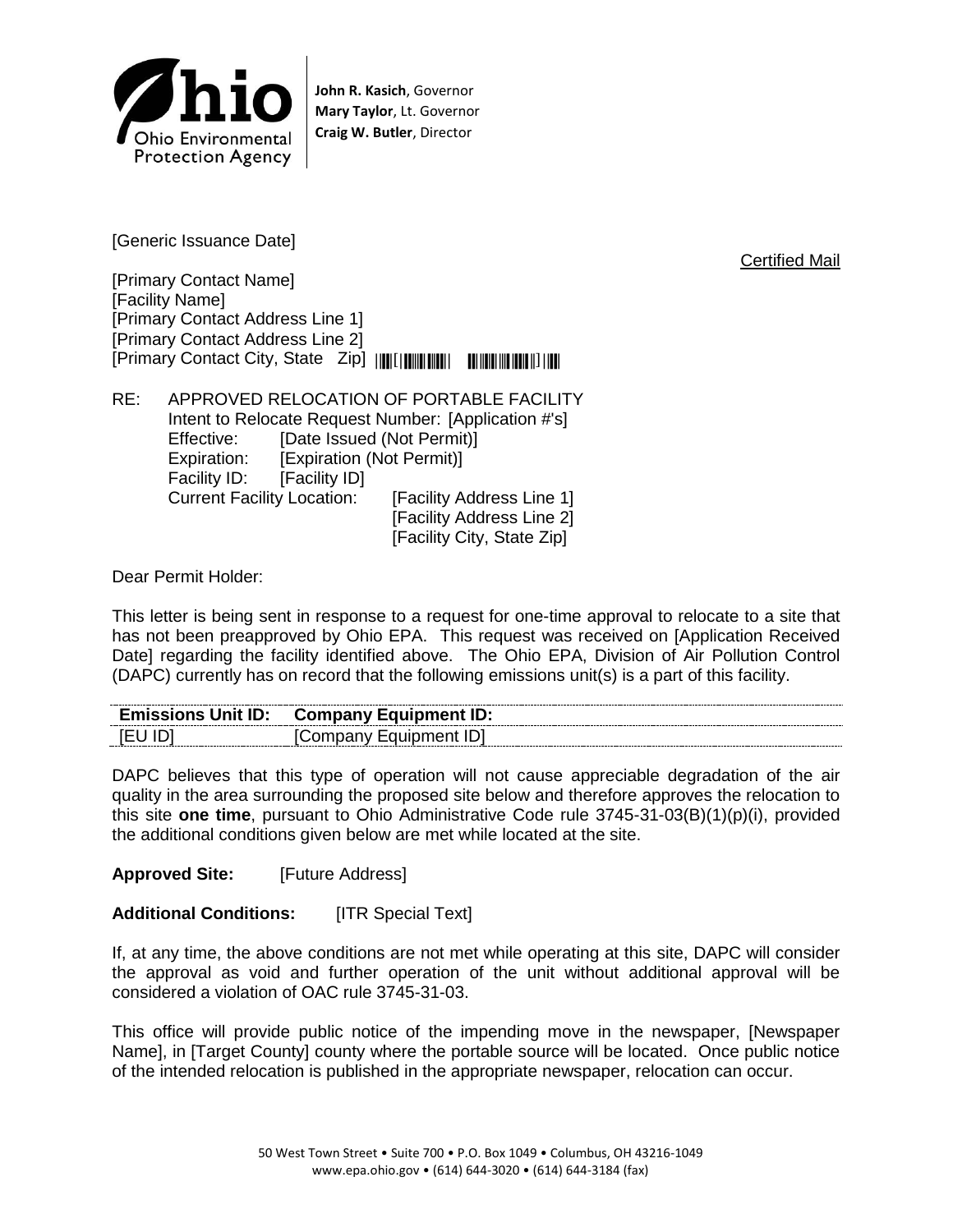Ohio Environmental Protection Agency

**John R. Kasich**, Governor
**Mary Taylor**, Lt. Governor
**Craig W. Butler**, Director

[Generic Issuance Date]

Certified Mail

[Primary Contact Name]
[Facility Name]
[Primary Contact Address Line 1]
[Primary Contact Address Line 2]
[Primary Contact City, State Zip]

RE: APPROVED RELOCATION OF PORTABLE FACILITY
Intent to Relocate Request Number: [Application #'s]
Effective: [Date Issued (Not Permit)]
Expiration: [Expiration (Not Permit)]
Facility ID: [Facility ID]
Current Facility Location: [Facility Address Line 1]
[Facility Address Line 2]
[Facility City, State Zip]

Dear Permit Holder:

This letter is being sent in response to a request for one-time approval to relocate to a site that has not been preapproved by Ohio EPA. This request was received on [Application Received Date] regarding the facility identified above. The Ohio EPA, Division of Air Pollution Control (DAPC) currently has on record that the following emissions unit(s) is a part of this facility.

| Emissions Unit ID: | Company Equipment ID: |
|---|---|
| [EU ID] | [Company Equipment ID] |

DAPC believes that this type of operation will not cause appreciable degradation of the air quality in the area surrounding the proposed site below and therefore approves the relocation to this site **one time**, pursuant to Ohio Administrative Code rule 3745-31-03(B)(1)(p)(i), provided the additional conditions given below are met while located at the site.

**Approved Site:** [Future Address]

**Additional Conditions:** [ITR Special Text]

If, at any time, the above conditions are not met while operating at this site, DAPC will consider the approval as void and further operation of the unit without additional approval will be considered a violation of OAC rule 3745-31-03.

This office will provide public notice of the impending move in the newspaper, [Newspaper Name], in [Target County] county where the portable source will be located. Once public notice of the intended relocation is published in the appropriate newspaper, relocation can occur.

50 West Town Street • Suite 700 • P.O. Box 1049 • Columbus, OH 43216-1049
www.epa.ohio.gov • (614) 644-3020 • (614) 644-3184 (fax)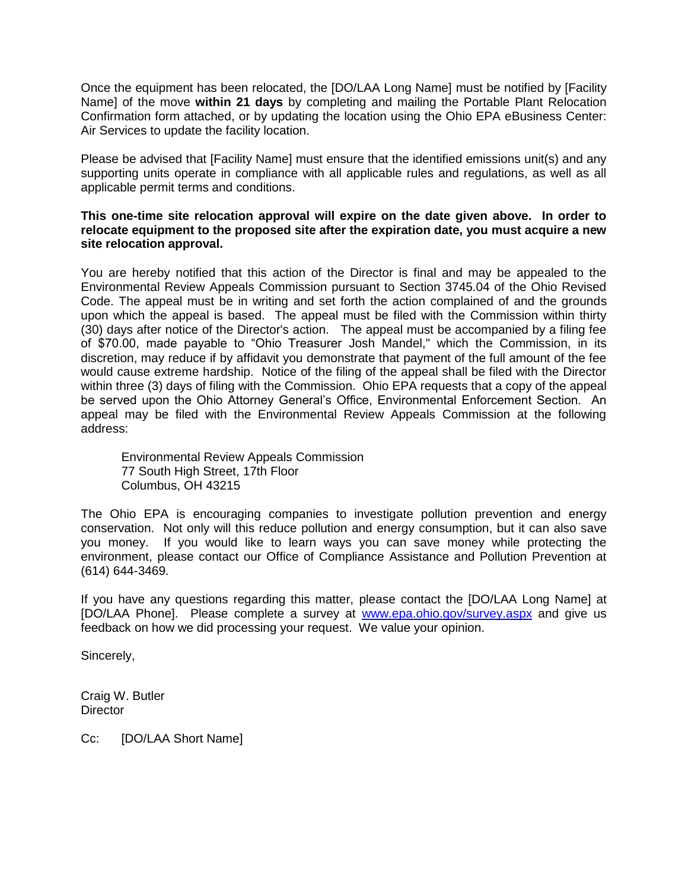Once the equipment has been relocated, the [DO/LAA Long Name] must be notified by [Facility Name] of the move **within 21 days** by completing and mailing the Portable Plant Relocation Confirmation form attached, or by updating the location using the Ohio EPA eBusiness Center: Air Services to update the facility location.

Please be advised that [Facility Name] must ensure that the identified emissions unit(s) and any supporting units operate in compliance with all applicable rules and regulations, as well as all applicable permit terms and conditions.

**This one-time site relocation approval will expire on the date given above. In order to relocate equipment to the proposed site after the expiration date, you must acquire a new site relocation approval.**

You are hereby notified that this action of the Director is final and may be appealed to the Environmental Review Appeals Commission pursuant to Section 3745.04 of the Ohio Revised Code. The appeal must be in writing and set forth the action complained of and the grounds upon which the appeal is based. The appeal must be filed with the Commission within thirty (30) days after notice of the Director's action. The appeal must be accompanied by a filing fee of $70.00, made payable to "Ohio Treasurer Josh Mandel," which the Commission, in its discretion, may reduce if by affidavit you demonstrate that payment of the full amount of the fee would cause extreme hardship. Notice of the filing of the appeal shall be filed with the Director within three (3) days of filing with the Commission. Ohio EPA requests that a copy of the appeal be served upon the Ohio Attorney General's Office, Environmental Enforcement Section. An appeal may be filed with the Environmental Review Appeals Commission at the following address:

Environmental Review Appeals Commission
77 South High Street, 17th Floor
Columbus, OH 43215

The Ohio EPA is encouraging companies to investigate pollution prevention and energy conservation. Not only will this reduce pollution and energy consumption, but it can also save you money. If you would like to learn ways you can save money while protecting the environment, please contact our Office of Compliance Assistance and Pollution Prevention at (614) 644-3469.

If you have any questions regarding this matter, please contact the [DO/LAA Long Name] at [DO/LAA Phone]. Please complete a survey at www.epa.ohio.gov/survey.aspx and give us feedback on how we did processing your request. We value your opinion.

Sincerely,

Craig W. Butler
Director

Cc: [DO/LAA Short Name]